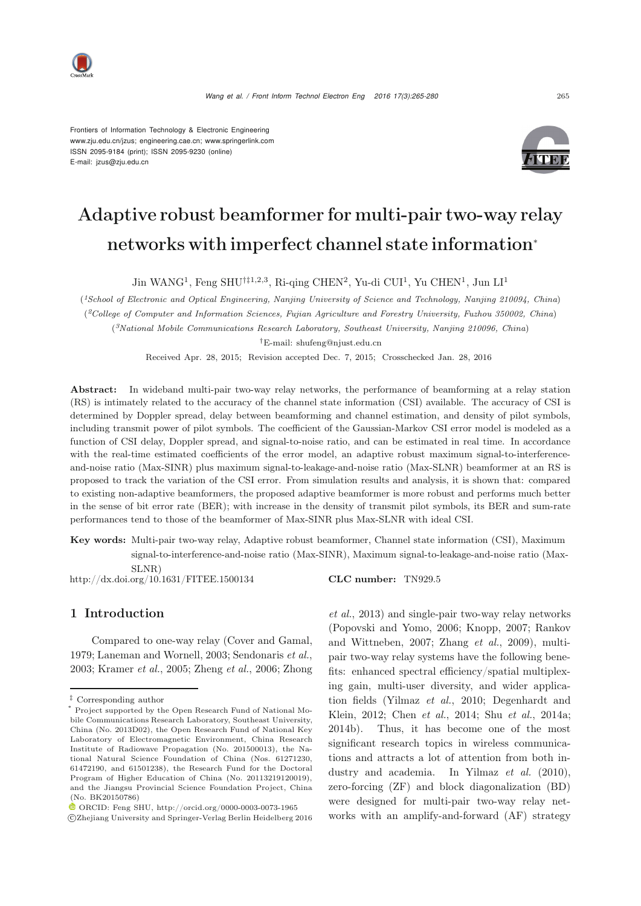Frontiers of Information Technology & Electronic Engineering
www.zju.edu.cn/jzus; engineering.cae.cn; www.springerlink.com
ISSN 2095-9184 (print); ISSN 2095-9230 (online)
E-mail: jzus@zju.edu.cn

# Adaptive robust beamformer for multi-pair two-way relay networks with imperfect channel state information*

Jin WANG[1], Feng SHU[†‡1,2,3], Ri-qing CHEN[2], Yu-di CUI[1], Yu CHEN[1], Jun LI[1]

([1]*School of Electronic and Optical Engineering, Nanjing University of Science and Technology, Nanjing 210094, China*)

([2]*College of Computer and Information Sciences, Fujian Agriculture and Forestry University, Fuzhou 350002, China*)

([3]*National Mobile Communications Research Laboratory, Southeast University, Nanjing 210096, China*)

†E-mail: shufeng@njust.edu.cn

Received Apr. 28, 2015; Revision accepted Dec. 7, 2015; Crosschecked Jan. 28, 2016

**Abstract:** In wideband multi-pair two-way relay networks, the performance of beamforming at a relay station (RS) is intimately related to the accuracy of the channel state information (CSI) available. The accuracy of CSI is determined by Doppler spread, delay between beamforming and channel estimation, and density of pilot symbols, including transmit power of pilot symbols. The coefficient of the Gaussian-Markov CSI error model is modeled as a function of CSI delay, Doppler spread, and signal-to-noise ratio, and can be estimated in real time. In accordance with the real-time estimated coefficients of the error model, an adaptive robust maximum signal-to-interference-and-noise ratio (Max-SINR) plus maximum signal-to-leakage-and-noise ratio (Max-SLNR) beamformer at an RS is proposed to track the variation of the CSI error. From simulation results and analysis, it is shown that: compared to existing non-adaptive beamformers, the proposed adaptive beamformer is more robust and performs much better in the sense of bit error rate (BER); with increase in the density of transmit pilot symbols, its BER and sum-rate performances tend to those of the beamformer of Max-SINR plus Max-SLNR with ideal CSI.

**Key words:** Multi-pair two-way relay, Adaptive robust beamformer, Channel state information (CSI), Maximum signal-to-interference-and-noise ratio (Max-SINR), Maximum signal-to-leakage-and-noise ratio (Max-SLNR)

http://dx.doi.org/10.1631/FITEE.1500134

**CLC number:** TN929.5

## 1 Introduction

Compared to one-way relay (Cover and Gamal, 1979; Laneman and Wornell, 2003; Sendonaris *et al.*, 2003; Kramer *et al.*, 2005; Zheng *et al.*, 2006; Zhong *et al.*, 2013) and single-pair two-way relay networks (Popovski and Yomo, 2006; Knopp, 2007; Rankov and Wittneben, 2007; Zhang *et al.*, 2009), multi-pair two-way relay systems have the following benefits: enhanced spectral efficiency/spatial multiplexing gain, multi-user diversity, and wider application fields (Yilmaz *et al.*, 2010; Degenhardt and Klein, 2012; Chen *et al.*, 2014; Shu *et al.*, 2014a; 2014b). Thus, it has become one of the most significant research topics in wireless communications and attracts a lot of attention from both industry and academia. In Yilmaz *et al.* (2010), zero-forcing (ZF) and block diagonalization (BD) were designed for multi-pair two-way relay networks with an amplify-and-forward (AF) strategy

‡ Corresponding author

\* Project supported by the Open Research Fund of National Mobile Communications Research Laboratory, Southeast University, China (No. 2013D02), the Open Research Fund of National Key Laboratory of Electromagnetic Environment, China Research Institute of Radiowave Propagation (No. 201500013), the National Natural Science Foundation of China (Nos. 61271230, 61472190, and 61501238), the Research Fund for the Doctoral Program of Higher Education of China (No. 20113219120019), and the Jiangsu Provincial Science Foundation Project, China (No. BK20150786)

ORCID: Feng SHU, http://orcid.org/0000-0003-0073-1965

©Zhejiang University and Springer-Verlag Berlin Heidelberg 2016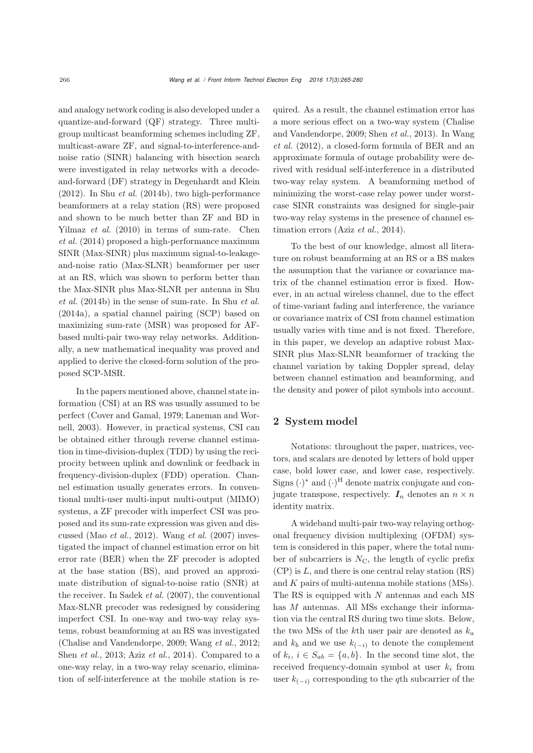and analogy network coding is also developed under a quantize-and-forward (QF) strategy. Three multi-group multicast beamforming schemes including ZF, multicast-aware ZF, and signal-to-interference-and-noise ratio (SINR) balancing with bisection search were investigated in relay networks with a decode-and-forward (DF) strategy in Degenhardt and Klein (2012). In Shu *et al.* (2014b), two high-performance beamformers at a relay station (RS) were proposed and shown to be much better than ZF and BD in Yilmaz *et al.* (2010) in terms of sum-rate. Chen *et al.* (2014) proposed a high-performance maximum SINR (Max-SINR) plus maximum signal-to-leakage-and-noise ratio (Max-SLNR) beamformer per user at an RS, which was shown to perform better than the Max-SINR plus Max-SLNR per antenna in Shu *et al.* (2014b) in the sense of sum-rate. In Shu *et al.* (2014a), a spatial channel pairing (SCP) based on maximizing sum-rate (MSR) was proposed for AF-based multi-pair two-way relay networks. Additionally, a new mathematical inequality was proved and applied to derive the closed-form solution of the proposed SCP-MSR.

In the papers mentioned above, channel state information (CSI) at an RS was usually assumed to be perfect (Cover and Gamal, 1979; Laneman and Wornell, 2003). However, in practical systems, CSI can be obtained either through reverse channel estimation in time-division-duplex (TDD) by using the reciprocity between uplink and downlink or feedback in frequency-division-duplex (FDD) operation. Channel estimation usually generates errors. In conventional multi-user multi-input multi-output (MIMO) systems, a ZF precoder with imperfect CSI was proposed and its sum-rate expression was given and discussed (Mao *et al.*, 2012). Wang *et al.* (2007) investigated the impact of channel estimation error on bit error rate (BER) when the ZF precoder is adopted at the base station (BS), and proved an approximate distribution of signal-to-noise ratio (SNR) at the receiver. In Sadek *et al.* (2007), the conventional Max-SLNR precoder was redesigned by considering imperfect CSI. In one-way and two-way relay systems, robust beamforming at an RS was investigated (Chalise and Vandendorpe, 2009; Wang *et al.*, 2012; Shen *et al.*, 2013; Aziz *et al.*, 2014). Compared to a one-way relay, in a two-way relay scenario, elimination of self-interference at the mobile station is required. As a result, the channel estimation error has a more serious effect on a two-way system (Chalise and Vandendorpe, 2009; Shen *et al.*, 2013). In Wang *et al.* (2012), a closed-form formula of BER and an approximate formula of outage probability were derived with residual self-interference in a distributed two-way relay system. A beamforming method of minimizing the worst-case relay power under worst-case SINR constraints was designed for single-pair two-way relay systems in the presence of channel estimation errors (Aziz *et al.*, 2014).

To the best of our knowledge, almost all literature on robust beamforming at an RS or a BS makes the assumption that the variance or covariance matrix of the channel estimation error is fixed. However, in an actual wireless channel, due to the effect of time-variant fading and interference, the variance or covariance matrix of CSI from channel estimation usually varies with time and is not fixed. Therefore, in this paper, we develop an adaptive robust Max-SINR plus Max-SLNR beamformer of tracking the channel variation by taking Doppler spread, delay between channel estimation and beamforming, and the density and power of pilot symbols into account.

## 2 System model

Notations: throughout the paper, matrices, vectors, and scalars are denoted by letters of bold upper case, bold lower case, and lower case, respectively. Signs $(\cdot)^*$ and $(\cdot)^{\mathrm{H}}$ denote matrix conjugate and conjugate transpose, respectively. $\boldsymbol{I}_n$ denotes an $n \times n$ identity matrix.

A wideband multi-pair two-way relaying orthogonal frequency division multiplexing (OFDM) system is considered in this paper, where the total number of subcarriers is $N_{\mathrm{C}}$, the length of cyclic prefix (CP) is $L$, and there is one central relay station (RS) and $K$ pairs of multi-antenna mobile stations (MSs). The RS is equipped with $N$ antennas and each MS has $M$ antennas. All MSs exchange their information via the central RS during two time slots. Below, the two MSs of the $k$th user pair are denoted as $k_a$ and $k_b$ and we use $k_{(-i)}$ to denote the complement of $k_i$, $i \in S_{ab} = \{a, b\}$. In the second time slot, the received frequency-domain symbol at user $k_i$ from user $k_{(-i)}$ corresponding to the $q$th subcarrier of the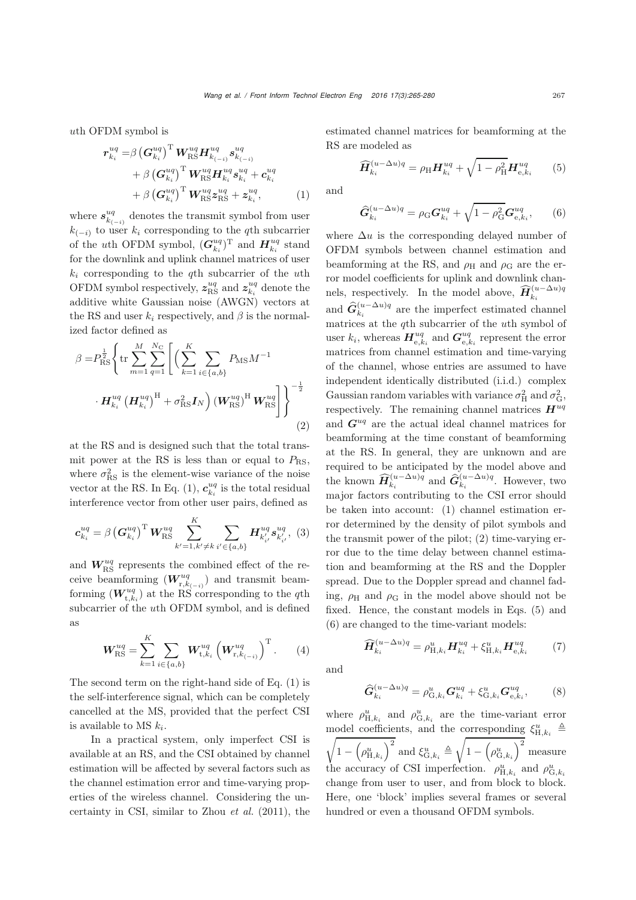$u$th OFDM symbol is

$$\begin{aligned}\boldsymbol{r}_{k_i}^{uq} =& \beta \left(\boldsymbol{G}_{k_i}^{uq}\right)^{\mathrm{T}} \boldsymbol{W}_{\mathrm{RS}}^{uq} \boldsymbol{H}_{k_{(-i)}}^{uq} \boldsymbol{s}_{k_{(-i)}}^{uq} \\ &+ \beta \left(\boldsymbol{G}_{k_i}^{uq}\right)^{\mathrm{T}} \boldsymbol{W}_{\mathrm{RS}}^{uq} \boldsymbol{H}_{k_i}^{uq} \boldsymbol{s}_{k_i}^{uq} + \boldsymbol{c}_{k_i}^{uq} \\ &+ \beta \left(\boldsymbol{G}_{k_i}^{uq}\right)^{\mathrm{T}} \boldsymbol{W}_{\mathrm{RS}}^{uq} \boldsymbol{z}_{\mathrm{RS}}^{uq} + \boldsymbol{z}_{k_i}^{uq}, \end{aligned} \tag{1}$$

where $\boldsymbol{s}_{k_{(-i)}}^{uq}$ denotes the transmit symbol from user $k_{(-i)}$ to user $k_i$ corresponding to the $q$th subcarrier of the $u$th OFDM symbol, $(\boldsymbol{G}_{k_i}^{uq})^{\mathrm{T}}$ and $\boldsymbol{H}_{k_i}^{uq}$ stand for the downlink and uplink channel matrices of user $k_i$ corresponding to the $q$th subcarrier of the $u$th OFDM symbol respectively, $\boldsymbol{z}_{\mathrm{RS}}^{uq}$ and $\boldsymbol{z}_{k_i}^{uq}$ denote the additive white Gaussian noise (AWGN) vectors at the RS and user $k_i$ respectively, and $\beta$ is the normalized factor defined as

$$\begin{aligned}\beta =& P_{\mathrm{RS}}^{\frac{1}{2}} \left\{ \operatorname{tr} \sum_{m=1}^{M} \sum_{q=1}^{N_{\mathrm{C}}} \left[ \Big( \sum_{k=1}^{K} \sum_{i \in \{a,b\}} P_{\mathrm{MS}} M^{-1} \right.\right. \\ &\left.\left. \cdot \boldsymbol{H}_{k_i}^{uq} \left(\boldsymbol{H}_{k_i}^{uq}\right)^{\mathrm{H}} + \sigma_{\mathrm{RS}}^2 \boldsymbol{I}_N \Big) \left(\boldsymbol{W}_{\mathrm{RS}}^{uq}\right)^{\mathrm{H}} \boldsymbol{W}_{\mathrm{RS}}^{uq} \right] \right\}^{-\frac{1}{2}} \end{aligned} \tag{2}$$

at the RS and is designed such that the total transmit power at the RS is less than or equal to $P_{\mathrm{RS}}$, where $\sigma_{\mathrm{RS}}^2$ is the element-wise variance of the noise vector at the RS. In Eq. (1), $\boldsymbol{c}_{k_i}^{uq}$ is the total residual interference vector from other user pairs, defined as

$$\boldsymbol{c}_{k_i}^{uq} = \beta \left(\boldsymbol{G}_{k_i}^{uq}\right)^{\mathrm{T}} \boldsymbol{W}_{\mathrm{RS}}^{uq} \sum_{k'=1, k' \neq k}^{K} \sum_{i' \in \{a,b\}} \boldsymbol{H}_{k'_{i'}}^{uq} \boldsymbol{s}_{k'_{i'}}^{uq}, \tag{3}$$

and $\boldsymbol{W}_{\mathrm{RS}}^{uq}$ represents the combined effect of the receive beamforming ($\boldsymbol{W}_{\mathrm{r},k_{(-i)}}^{uq}$) and transmit beamforming ($\boldsymbol{W}_{\mathrm{t},k_i}^{uq}$) at the RS corresponding to the $q$th subcarrier of the $u$th OFDM symbol, and is defined as

$$\boldsymbol{W}_{\mathrm{RS}}^{uq} = \sum_{k=1}^{K} \sum_{i \in \{a,b\}} \boldsymbol{W}_{\mathrm{t},k_i}^{uq} \left(\boldsymbol{W}_{\mathrm{r},k_{(-i)}}^{uq}\right)^{\mathrm{T}}. \tag{4}$$

The second term on the right-hand side of Eq. (1) is the self-interference signal, which can be completely cancelled at the MS, provided that the perfect CSI is available to MS $k_i$.

In a practical system, only imperfect CSI is available at an RS, and the CSI obtained by channel estimation will be affected by several factors such as the channel estimation error and time-varying properties of the wireless channel. Considering the uncertainty in CSI, similar to Zhou *et al.* (2011), the estimated channel matrices for beamforming at the RS are modeled as

$$\widehat{\boldsymbol{H}}_{k_i}^{(u-\Delta u)q} = \rho_{\mathrm{H}} \boldsymbol{H}_{k_i}^{uq} + \sqrt{1-\rho_{\mathrm{H}}^2} \boldsymbol{H}_{\mathrm{e},k_i}^{uq} \tag{5}$$

and

$$\widehat{\boldsymbol{G}}_{k_i}^{(u-\Delta u)q} = \rho_{\mathrm{G}} \boldsymbol{G}_{k_i}^{uq} + \sqrt{1-\rho_{\mathrm{G}}^2} \boldsymbol{G}_{\mathrm{e},k_i}^{uq}, \tag{6}$$

where $\Delta u$ is the corresponding delayed number of OFDM symbols between channel estimation and beamforming at the RS, and $\rho_{\mathrm{H}}$ and $\rho_{\mathrm{G}}$ are the error model coefficients for uplink and downlink channels, respectively. In the model above, $\widehat{\boldsymbol{H}}_{k_i}^{(u-\Delta u)q}$ and $\widehat{\boldsymbol{G}}_{k_i}^{(u-\Delta u)q}$ are the imperfect estimated channel matrices at the $q$th subcarrier of the $u$th symbol of user $k_i$, whereas $\boldsymbol{H}_{\mathrm{e},k_i}^{uq}$ and $\boldsymbol{G}_{\mathrm{e},k_i}^{uq}$ represent the error matrices from channel estimation and time-varying of the channel, whose entries are assumed to have independent identically distributed (i.i.d.) complex Gaussian random variables with variance $\sigma_{\mathrm{H}}^2$ and $\sigma_{\mathrm{G}}^2$, respectively. The remaining channel matrices $\boldsymbol{H}^{uq}$ and $\boldsymbol{G}^{uq}$ are the actual ideal channel matrices for beamforming at the time constant of beamforming at the RS. In general, they are unknown and are required to be anticipated by the model above and the known $\widehat{\boldsymbol{H}}_{k_i}^{(u-\Delta u)q}$ and $\widehat{\boldsymbol{G}}_{k_i}^{(u-\Delta u)q}$. However, two major factors contributing to the CSI error should be taken into account: (1) channel estimation error determined by the density of pilot symbols and the transmit power of the pilot; (2) time-varying error due to the time delay between channel estimation and beamforming at the RS and the Doppler spread. Due to the Doppler spread and channel fading, $\rho_{\mathrm{H}}$ and $\rho_{\mathrm{G}}$ in the model above should not be fixed. Hence, the constant models in Eqs. (5) and (6) are changed to the time-variant models:

$$\widehat{\boldsymbol{H}}_{k_i}^{(u-\Delta u)q} = \rho_{\mathrm{H},k_i}^{u} \boldsymbol{H}_{k_i}^{uq} + \xi_{\mathrm{H},k_i}^{u} \boldsymbol{H}_{\mathrm{e},k_i}^{uq} \tag{7}$$

and

$$\widehat{\boldsymbol{G}}_{k_i}^{(u-\Delta u)q} = \rho_{\mathrm{G},k_i}^{u} \boldsymbol{G}_{k_i}^{uq} + \xi_{\mathrm{G},k_i}^{u} \boldsymbol{G}_{\mathrm{e},k_i}^{uq}, \tag{8}$$

where $\rho_{\mathrm{H},k_i}^{u}$ and $\rho_{\mathrm{G},k_i}^{u}$ are the time-variant error model coefficients, and the corresponding $\xi_{\mathrm{H},k_i}^{u} \triangleq \sqrt{1-\left(\rho_{\mathrm{H},k_i}^{u}\right)^2}$ and $\xi_{\mathrm{G},k_i}^{u} \triangleq \sqrt{1-\left(\rho_{\mathrm{G},k_i}^{u}\right)^2}$ measure the accuracy of CSI imperfection. $\rho_{\mathrm{H},k_i}^{u}$ and $\rho_{\mathrm{G},k_i}^{u}$ change from user to user, and from block to block. Here, one 'block' implies several frames or several hundred or even a thousand OFDM symbols.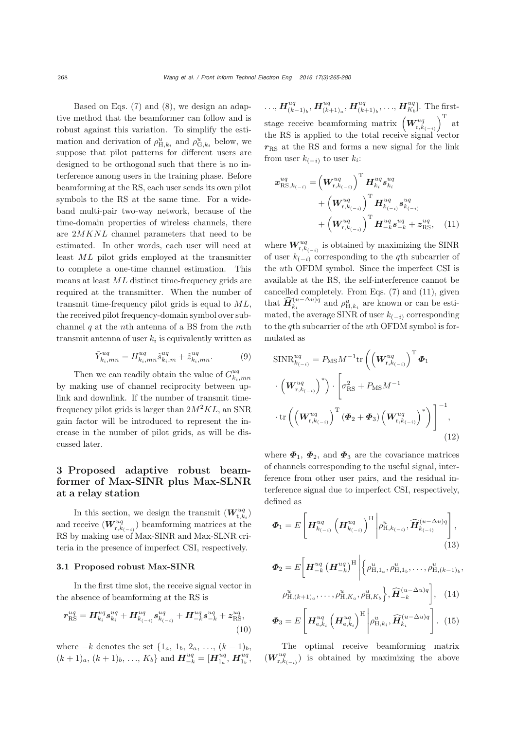Based on Eqs. (7) and (8), we design an adaptive method that the beamformer can follow and is robust against this variation. To simplify the estimation and derivation of $\rho_{\mathrm{H},k_i}^{u}$ and $\rho_{\mathrm{G},k_i}^{u}$ below, we suppose that pilot patterns for different users are designed to be orthogonal such that there is no interference among users in the training phase. Before beamforming at the RS, each user sends its own pilot symbols to the RS at the same time. For a wideband multi-pair two-way network, because of the time-domain properties of wireless channels, there are $2MKNL$ channel parameters that need to be estimated. In other words, each user will need at least $ML$ pilot grids employed at the transmitter to complete a one-time channel estimation. This means at least $ML$ distinct time-frequency grids are required at the transmitter. When the number of transmit time-frequency pilot grids is equal to $ML$, the received pilot frequency-domain symbol over subchannel $q$ at the $n$th antenna of a BS from the $m$th transmit antenna of user $k_i$ is equivalently written as

$$\tilde{Y}_{k_i,mn}^{uq} = H_{k_i,mn}^{uq}\tilde{s}_{k_i,m}^{uq} + \tilde{z}_{k_i,mn}^{uq}. \tag{9}$$

Then we can readily obtain the value of $G_{k_i,mn}^{uq}$ by making use of channel reciprocity between uplink and downlink. If the number of transmit time-frequency pilot grids is larger than $2M^2KL$, an SNR gain factor will be introduced to represent the increase in the number of pilot grids, as will be discussed later.

## 3 Proposed adaptive robust beamformer of Max-SINR plus Max-SLNR at a relay station

In this section, we design the transmit ($\boldsymbol{W}_{\mathrm{t},k_i}^{uq}$) and receive ($\boldsymbol{W}_{\mathrm{r},k_{(-i)}}^{uq}$) beamforming matrices at the RS by making use of Max-SINR and Max-SLNR criteria in the presence of imperfect CSI, respectively.

### 3.1 Proposed robust Max-SINR

In the first time slot, the receive signal vector in the absence of beamforming at the RS is

$$\boldsymbol{r}_{\mathrm{RS}}^{uq} = \boldsymbol{H}_{k_i}^{uq}\boldsymbol{s}_{k_i}^{uq} + \boldsymbol{H}_{k_{(-i)}}^{uq}\boldsymbol{s}_{k_{(-i)}}^{uq} + \boldsymbol{H}_{-k}^{uq}\boldsymbol{s}_{-k}^{uq} + \boldsymbol{z}_{\mathrm{RS}}^{uq}, \tag{10}$$

where $-k$ denotes the set $\{1_a, 1_b, 2_a, \ldots, (k-1)_b, (k+1)_a, (k+1)_b, \ldots, K_b\}$ and $\boldsymbol{H}_{-k}^{uq} = [\boldsymbol{H}_{1_a}^{uq}, \boldsymbol{H}_{1_b}^{uq}, \ldots, \boldsymbol{H}_{(k-1)_b}^{uq}, \boldsymbol{H}_{(k+1)_a}^{uq}, \boldsymbol{H}_{(k+1)_b}^{uq}, \ldots, \boldsymbol{H}_{K_b}^{uq}]$. The first-stage receive beamforming matrix $\left(\boldsymbol{W}_{\mathrm{r},k_{(-i)}}^{uq}\right)^{\mathrm{T}}$ at the RS is applied to the total receive signal vector $\boldsymbol{r}_{\mathrm{RS}}$ at the RS and forms a new signal for the link from user $k_{(-i)}$ to user $k_i$:

$$\begin{aligned}\boldsymbol{x}_{\mathrm{RS},k_{(-i)}}^{uq} &= \left(\boldsymbol{W}_{\mathrm{r},k_{(-i)}}^{uq}\right)^{\mathrm{T}}\boldsymbol{H}_{k_i}^{uq}\boldsymbol{s}_{k_i}^{uq} \\ &\quad + \left(\boldsymbol{W}_{\mathrm{r},k_{(-i)}}^{uq}\right)^{\mathrm{T}}\boldsymbol{H}_{k_{(-i)}}^{uq}\boldsymbol{s}_{k_{(-i)}}^{uq} \\ &\quad + \left(\boldsymbol{W}_{\mathrm{r},k_{(-i)}}^{uq}\right)^{\mathrm{T}}\boldsymbol{H}_{-k}^{uq}\boldsymbol{s}_{-k}^{uq} + \boldsymbol{z}_{\mathrm{RS}}^{uq}, \end{aligned}\tag{11}$$

where $\boldsymbol{W}_{\mathrm{r},k_{(-i)}}^{uq}$ is obtained by maximizing the SINR of user $k_{(-i)}$ corresponding to the $q$th subcarrier of the $u$th OFDM symbol. Since the imperfect CSI is available at the RS, the self-interference cannot be cancelled completely. From Eqs. (7) and (11), given that $\widehat{\boldsymbol{H}}_{k_i}^{(u-\Delta u)q}$ and $\rho_{\mathrm{H},k_i}^{u}$ are known or can be estimated, the average SINR of user $k_{(-i)}$ corresponding to the $q$th subcarrier of the $u$th OFDM symbol is formulated as

$$\begin{aligned}\mathrm{SINR}_{k_{(-i)}}^{uq} &= P_{\mathrm{MS}}M^{-1}\mathrm{tr}\left(\left(\boldsymbol{W}_{\mathrm{r},k_{(-i)}}^{uq}\right)^{\mathrm{T}}\boldsymbol{\Phi}_1\right. \\ &\quad \left.\cdot\left(\boldsymbol{W}_{\mathrm{r},k_{(-i)}}^{uq}\right)^{*}\right)\cdot\left[\sigma_{\mathrm{RS}}^2 + P_{\mathrm{MS}}M^{-1}\right. \\ &\quad \left.\cdot\,\mathrm{tr}\left(\left(\boldsymbol{W}_{\mathrm{r},k_{(-i)}}^{uq}\right)^{\mathrm{T}}(\boldsymbol{\Phi}_2+\boldsymbol{\Phi}_3)\left(\boldsymbol{W}_{\mathrm{r},k_{(-i)}}^{uq}\right)^{*}\right)\right]^{-1},\end{aligned}\tag{12}$$

where $\boldsymbol{\Phi}_1$, $\boldsymbol{\Phi}_2$, and $\boldsymbol{\Phi}_3$ are the covariance matrices of channels corresponding to the useful signal, interference from other user pairs, and the residual interference signal due to imperfect CSI, respectively, defined as

$$\boldsymbol{\Phi}_1 = E\left[\boldsymbol{H}_{k_{(-i)}}^{uq}\left(\boldsymbol{H}_{k_{(-i)}}^{uq}\right)^{\mathrm{H}}\middle|\rho_{\mathrm{H},k_{(-i)}}^{u}, \widehat{\boldsymbol{H}}_{k_{(-i)}}^{(u-\Delta u)q}\right], \tag{13}$$

$$\begin{aligned}\boldsymbol{\Phi}_2 = E\Big[\boldsymbol{H}_{-k}^{uq}\left(\boldsymbol{H}_{-k}^{uq}\right)^{\mathrm{H}}\Big|&\left\{\rho_{\mathrm{H},1_a}^{u}, \rho_{\mathrm{H},1_b}^{u}, \ldots, \rho_{\mathrm{H},(k-1)_b}^{u},\right. \\ &\left.\rho_{\mathrm{H},(k+1)_a}^{u}, \ldots, \rho_{\mathrm{H},K_a}^{u}, \rho_{\mathrm{H},K_b}^{u}\right\}, \widehat{\boldsymbol{H}}_{-k}^{(u-\Delta u)q}\Big],\end{aligned}\tag{14}$$

$$\boldsymbol{\Phi}_3 = E\left[\boldsymbol{H}_{\mathrm{e},k_i}^{uq}\left(\boldsymbol{H}_{\mathrm{e},k_i}^{uq}\right)^{\mathrm{H}}\middle|\rho_{\mathrm{H},k_i}^{u}, \widehat{\boldsymbol{H}}_{k_i}^{(u-\Delta u)q}\right]. \tag{15}$$

The optimal receive beamforming matrix ($\boldsymbol{W}_{\mathrm{r},k_{(-i)}}^{uq}$) is obtained by maximizing the above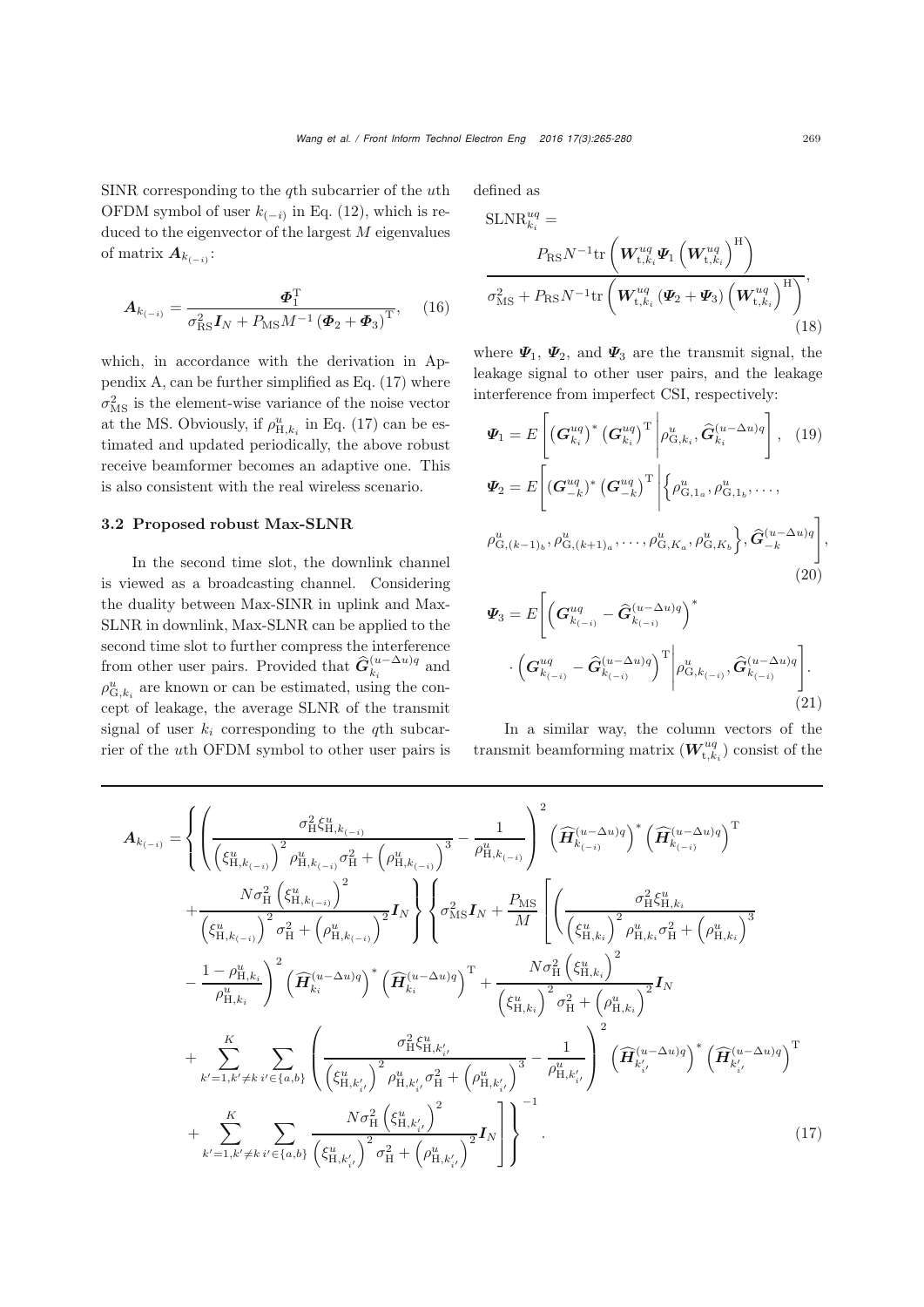SINR corresponding to the $q$th subcarrier of the $u$th OFDM symbol of user $k_{(-i)}$ in Eq. (12), which is reduced to the eigenvector of the largest $M$ eigenvalues of matrix $\boldsymbol{A}_{k_{(-i)}}$:

$$\boldsymbol{A}_{k_{(-i)}} = \frac{\boldsymbol{\Phi}_1^{\mathrm{T}}}{\sigma_{\mathrm{RS}}^2 \boldsymbol{I}_N + P_{\mathrm{MS}} M^{-1} \left(\boldsymbol{\Phi}_2 + \boldsymbol{\Phi}_3\right)^{\mathrm{T}}}, \quad (16)$$

which, in accordance with the derivation in Appendix A, can be further simplified as Eq. (17) where $\sigma_{\mathrm{MS}}^2$ is the element-wise variance of the noise vector at the MS. Obviously, if $\rho_{\mathrm{H},k_i}^u$ in Eq. (17) can be estimated and updated periodically, the above robust receive beamformer becomes an adaptive one. This is also consistent with the real wireless scenario.

### 3.2 Proposed robust Max-SLNR

In the second time slot, the downlink channel is viewed as a broadcasting channel. Considering the duality between Max-SINR in uplink and Max-SLNR in downlink, Max-SLNR can be applied to the second time slot to further compress the interference from other user pairs. Provided that $\widehat{\boldsymbol{G}}_{k_i}^{(u-\Delta u)q}$ and $\rho_{\mathrm{G},k_i}^u$ are known or can be estimated, using the concept of leakage, the average SLNR of the transmit signal of user $k_i$ corresponding to the $q$th subcarrier of the $u$th OFDM symbol to other user pairs is defined as

$$\mathrm{SLNR}_{k_i}^{uq} = \frac{P_{\mathrm{RS}} N^{-1} \mathrm{tr}\left(\boldsymbol{W}_{\mathrm{t},k_i}^{uq} \boldsymbol{\Psi}_1 \left(\boldsymbol{W}_{\mathrm{t},k_i}^{uq}\right)^{\mathrm{H}}\right)}{\sigma_{\mathrm{MS}}^2 + P_{\mathrm{RS}} N^{-1} \mathrm{tr}\left(\boldsymbol{W}_{\mathrm{t},k_i}^{uq} \left(\boldsymbol{\Psi}_2 + \boldsymbol{\Psi}_3\right) \left(\boldsymbol{W}_{\mathrm{t},k_i}^{uq}\right)^{\mathrm{H}}\right)}, \quad (18)$$

where $\boldsymbol{\Psi}_1$, $\boldsymbol{\Psi}_2$, and $\boldsymbol{\Psi}_3$ are the transmit signal, the leakage signal to other user pairs, and the leakage interference from imperfect CSI, respectively:

$$\boldsymbol{\Psi}_1 = E\left[\left(\boldsymbol{G}_{k_i}^{uq}\right)^* \left(\boldsymbol{G}_{k_i}^{uq}\right)^{\mathrm{T}} \middle| \rho_{\mathrm{G},k_i}^u, \widehat{\boldsymbol{G}}_{k_i}^{(u-\Delta u)q}\right], \quad (19)$$

$$\boldsymbol{\Psi}_2 = E\Bigg[\left(\boldsymbol{G}_{-k}^{uq}\right)^* \left(\boldsymbol{G}_{-k}^{uq}\right)^{\mathrm{T}} \Bigg| \Big\{\rho_{\mathrm{G},1_a}^u, \rho_{\mathrm{G},1_b}^u, \ldots, \rho_{\mathrm{G},(k-1)_b}^u, \rho_{\mathrm{G},(k+1)_a}^u, \ldots, \rho_{\mathrm{G},K_a}^u, \rho_{\mathrm{G},K_b}^u\Big\}, \widehat{\boldsymbol{G}}_{-k}^{(u-\Delta u)q}\Bigg], \quad (20)$$

$$\boldsymbol{\Psi}_3 = E\Bigg[\left(\boldsymbol{G}_{k_{(-i)}}^{uq} - \widehat{\boldsymbol{G}}_{k_{(-i)}}^{(u-\Delta u)q}\right)^* \cdot \left(\boldsymbol{G}_{k_{(-i)}}^{uq} - \widehat{\boldsymbol{G}}_{k_{(-i)}}^{(u-\Delta u)q}\right)^{\mathrm{T}} \Bigg| \rho_{\mathrm{G},k_{(-i)}}^u, \widehat{\boldsymbol{G}}_{k_{(-i)}}^{(u-\Delta u)q}\Bigg]. \quad (21)$$

In a similar way, the column vectors of the transmit beamforming matrix ($\boldsymbol{W}_{\mathrm{t},k_i}^{uq}$) consist of the

$$\begin{aligned}
\boldsymbol{A}_{k_{(-i)}} = &\left\{\left(\frac{\sigma_{\mathrm{H}}^2 \xi_{\mathrm{H},k_{(-i)}}^u}{\left(\xi_{\mathrm{H},k_{(-i)}}^u\right)^2 \rho_{\mathrm{H},k_{(-i)}}^u \sigma_{\mathrm{H}}^2 + \left(\rho_{\mathrm{H},k_{(-i)}}^u\right)^3} - \frac{1}{\rho_{\mathrm{H},k_{(-i)}}^u}\right)^2 \left(\widehat{\boldsymbol{H}}_{k_{(-i)}}^{(u-\Delta u)q}\right)^* \left(\widehat{\boldsymbol{H}}_{k_{(-i)}}^{(u-\Delta u)q}\right)^{\mathrm{T}} \right.\\
&\left. + \frac{N\sigma_{\mathrm{H}}^2 \left(\xi_{\mathrm{H},k_{(-i)}}^u\right)^2}{\left(\xi_{\mathrm{H},k_{(-i)}}^u\right)^2 \sigma_{\mathrm{H}}^2 + \left(\rho_{\mathrm{H},k_{(-i)}}^u\right)^2} \boldsymbol{I}_N\right\} \left\{\sigma_{\mathrm{MS}}^2 \boldsymbol{I}_N + \frac{P_{\mathrm{MS}}}{M}\left[\left(\frac{\sigma_{\mathrm{H}}^2 \xi_{\mathrm{H},k_i}^u}{\left(\xi_{\mathrm{H},k_i}^u\right)^2 \rho_{\mathrm{H},k_i}^u \sigma_{\mathrm{H}}^2 + \left(\rho_{\mathrm{H},k_i}^u\right)^3}\right.\right.\right.\\
&\left. - \frac{1-\rho_{\mathrm{H},k_i}^u}{\rho_{\mathrm{H},k_i}^u}\right)^2 \left(\widehat{\boldsymbol{H}}_{k_i}^{(u-\Delta u)q}\right)^* \left(\widehat{\boldsymbol{H}}_{k_i}^{(u-\Delta u)q}\right)^{\mathrm{T}} + \frac{N\sigma_{\mathrm{H}}^2 \left(\xi_{\mathrm{H},k_i}^u\right)^2}{\left(\xi_{\mathrm{H},k_i}^u\right)^2 \sigma_{\mathrm{H}}^2 + \left(\rho_{\mathrm{H},k_i}^u\right)^2} \boldsymbol{I}_N\\
&+ \sum_{k'=1,k'\neq k}^{K} \sum_{i'\in\{a,b\}} \left(\frac{\sigma_{\mathrm{H}}^2 \xi_{\mathrm{H},k'_{i'}}^u}{\left(\xi_{\mathrm{H},k'_{i'}}^u\right)^2 \rho_{\mathrm{H},k'_{i'}}^u \sigma_{\mathrm{H}}^2 + \left(\rho_{\mathrm{H},k'_{i'}}^u\right)^3} - \frac{1}{\rho_{\mathrm{H},k'_{i'}}^u}\right)^2 \left(\widehat{\boldsymbol{H}}_{k'_{i'}}^{(u-\Delta u)q}\right)^* \left(\widehat{\boldsymbol{H}}_{k'_{i'}}^{(u-\Delta u)q}\right)^{\mathrm{T}}\\
&\left.\left. + \sum_{k'=1,k'\neq k}^{K} \sum_{i'\in\{a,b\}} \frac{N\sigma_{\mathrm{H}}^2 \left(\xi_{\mathrm{H},k'_{i'}}^u\right)^2}{\left(\xi_{\mathrm{H},k'_{i'}}^u\right)^2 \sigma_{\mathrm{H}}^2 + \left(\rho_{\mathrm{H},k'_{i'}}^u\right)^2} \boldsymbol{I}_N\right]\right\}^{-1}. \quad (17)
\end{aligned}$$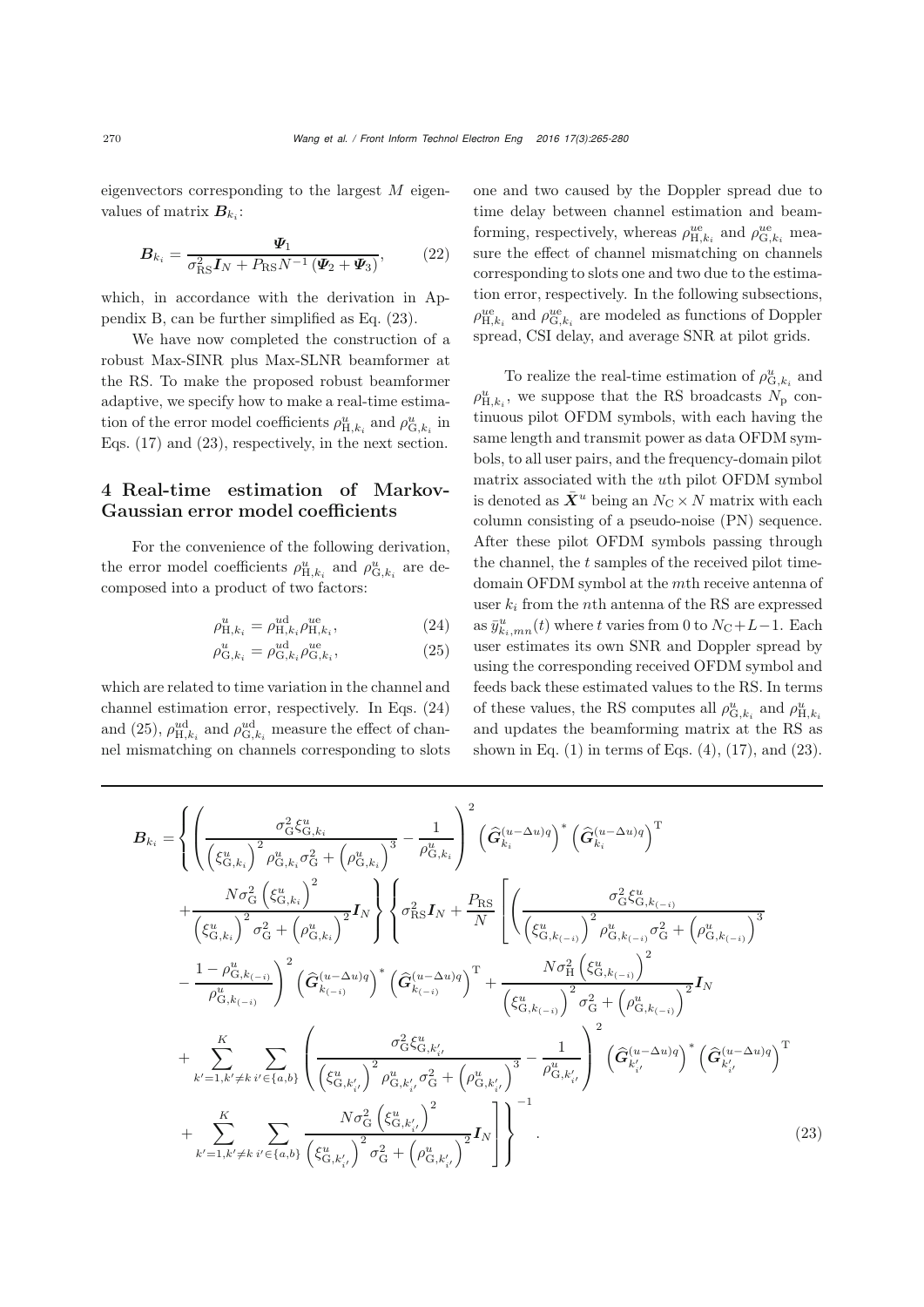eigenvectors corresponding to the largest $M$ eigenvalues of matrix $\boldsymbol{B}_{k_i}$:

$$\boldsymbol{B}_{k_i} = \frac{\boldsymbol{\Psi}_1}{\sigma_{\mathrm{RS}}^2 \boldsymbol{I}_N + P_{\mathrm{RS}} N^{-1} \left(\boldsymbol{\Psi}_2 + \boldsymbol{\Psi}_3\right)}, \tag{22}$$

which, in accordance with the derivation in Appendix B, can be further simplified as Eq. (23).

We have now completed the construction of a robust Max-SINR plus Max-SLNR beamformer at the RS. To make the proposed robust beamformer adaptive, we specify how to make a real-time estimation of the error model coefficients $\rho_{\mathrm{H},k_i}^u$ and $\rho_{\mathrm{G},k_i}^u$ in Eqs. (17) and (23), respectively, in the next section.

## 4 Real-time estimation of Markov-Gaussian error model coefficients

For the convenience of the following derivation, the error model coefficients $\rho_{\mathrm{H},k_i}^u$ and $\rho_{\mathrm{G},k_i}^u$ are decomposed into a product of two factors:

$$\rho_{\mathrm{H},k_i}^u = \rho_{\mathrm{H},k_i}^{u\mathrm{d}} \rho_{\mathrm{H},k_i}^{u\mathrm{e}}, \tag{24}$$

$$\rho_{\mathrm{G},k_i}^u = \rho_{\mathrm{G},k_i}^{u\mathrm{d}} \rho_{\mathrm{G},k_i}^{u\mathrm{e}}, \tag{25}$$

which are related to time variation in the channel and channel estimation error, respectively. In Eqs. (24) and (25), $\rho_{\mathrm{H},k_i}^{u\mathrm{d}}$ and $\rho_{\mathrm{G},k_i}^{u\mathrm{d}}$ measure the effect of channel mismatching on channels corresponding to slots one and two caused by the Doppler spread due to time delay between channel estimation and beamforming, respectively, whereas $\rho_{\mathrm{H},k_i}^{u\mathrm{e}}$ and $\rho_{\mathrm{G},k_i}^{u\mathrm{e}}$ measure the effect of channel mismatching on channels corresponding to slots one and two due to the estimation error, respectively. In the following subsections, $\rho_{\mathrm{H},k_i}^{u\mathrm{e}}$ and $\rho_{\mathrm{G},k_i}^{u\mathrm{e}}$ are modeled as functions of Doppler spread, CSI delay, and average SNR at pilot grids.

To realize the real-time estimation of $\rho_{\mathrm{G},k_i}^u$ and $\rho_{\mathrm{H},k_i}^u$, we suppose that the RS broadcasts $N_{\mathrm{p}}$ continuous pilot OFDM symbols, with each having the same length and transmit power as data OFDM symbols, to all user pairs, and the frequency-domain pilot matrix associated with the $u$th pilot OFDM symbol is denoted as $\bar{\boldsymbol{X}}^u$ being an $N_{\mathrm{C}} \times N$ matrix with each column consisting of a pseudo-noise (PN) sequence. After these pilot OFDM symbols passing through the channel, the $t$ samples of the received pilot time-domain OFDM symbol at the $m$th receive antenna of user $k_i$ from the $n$th antenna of the RS are expressed as $\bar{y}_{k_i,mn}^u(t)$ where $t$ varies from 0 to $N_{\mathrm{C}}+L-1$. Each user estimates its own SNR and Doppler spread by using the corresponding received OFDM symbol and feeds back these estimated values to the RS. In terms of these values, the RS computes all $\rho_{\mathrm{G},k_i}^u$ and $\rho_{\mathrm{H},k_i}^u$ and updates the beamforming matrix at the RS as shown in Eq. (1) in terms of Eqs. (4), (17), and (23).

$$\begin{aligned}
\boldsymbol{B}_{k_i} = &\left\{ \left( \frac{\sigma_{\mathrm{G}}^2 \xi_{\mathrm{G},k_i}^u}{\left(\xi_{\mathrm{G},k_i}^u\right)^2 \rho_{\mathrm{G},k_i}^u \sigma_{\mathrm{G}}^2 + \left(\rho_{\mathrm{G},k_i}^u\right)^3} - \frac{1}{\rho_{\mathrm{G},k_i}^u} \right)^2 \left(\widehat{\boldsymbol{G}}_{k_i}^{(u-\Delta u)q}\right)^* \left(\widehat{\boldsymbol{G}}_{k_i}^{(u-\Delta u)q}\right)^{\mathrm{T}} \right. \\
&\left. + \frac{N\sigma_{\mathrm{G}}^2 \left(\xi_{\mathrm{G},k_i}^u\right)^2}{\left(\xi_{\mathrm{G},k_i}^u\right)^2 \sigma_{\mathrm{G}}^2 + \left(\rho_{\mathrm{G},k_i}^u\right)^2} \boldsymbol{I}_N \right\} \left\{ \sigma_{\mathrm{RS}}^2 \boldsymbol{I}_N + \frac{P_{\mathrm{RS}}}{N} \left[ \left( \frac{\sigma_{\mathrm{G}}^2 \xi_{\mathrm{G},k_{(-i)}}^u}{\left(\xi_{\mathrm{G},k_{(-i)}}^u\right)^2 \rho_{\mathrm{G},k_{(-i)}}^u \sigma_{\mathrm{G}}^2 + \left(\rho_{\mathrm{G},k_{(-i)}}^u\right)^3} \right. \right. \right. \\
&\left. - \frac{1-\rho_{\mathrm{G},k_{(-i)}}^u}{\rho_{\mathrm{G},k_{(-i)}}^u} \right)^2 \left(\widehat{\boldsymbol{G}}_{k_{(-i)}}^{(u-\Delta u)q}\right)^* \left(\widehat{\boldsymbol{G}}_{k_{(-i)}}^{(u-\Delta u)q}\right)^{\mathrm{T}} + \frac{N\sigma_{\mathrm{H}}^2 \left(\xi_{\mathrm{G},k_{(-i)}}^u\right)^2}{\left(\xi_{\mathrm{G},k_{(-i)}}^u\right)^2 \sigma_{\mathrm{G}}^2 + \left(\rho_{\mathrm{G},k_{(-i)}}^u\right)^2} \boldsymbol{I}_N \\
&+ \sum_{k'=1,k'\neq k}^{K} \sum_{i' \in \{a,b\}} \left( \frac{\sigma_{\mathrm{G}}^2 \xi_{\mathrm{G},k'_{i'}}^u}{\left(\xi_{\mathrm{G},k'_{i'}}^u\right)^2 \rho_{\mathrm{G},k'_{i'}}^u \sigma_{\mathrm{G}}^2 + \left(\rho_{\mathrm{G},k'_{i'}}^u\right)^3} - \frac{1}{\rho_{\mathrm{G},k'_{i'}}^u} \right)^2 \left(\widehat{\boldsymbol{G}}_{k'_{i'}}^{(u-\Delta u)q}\right)^* \left(\widehat{\boldsymbol{G}}_{k'_{i'}}^{(u-\Delta u)q}\right)^{\mathrm{T}} \\
&\left. \left. + \sum_{k'=1,k'\neq k}^{K} \sum_{i' \in \{a,b\}} \frac{N\sigma_{\mathrm{G}}^2 \left(\xi_{\mathrm{G},k'_{i'}}^u\right)^2}{\left(\xi_{\mathrm{G},k'_{i'}}^u\right)^2 \sigma_{\mathrm{G}}^2 + \left(\rho_{\mathrm{G},k'_{i'}}^u\right)^2} \boldsymbol{I}_N \right] \right\}^{-1}.
\end{aligned} \tag{23}$$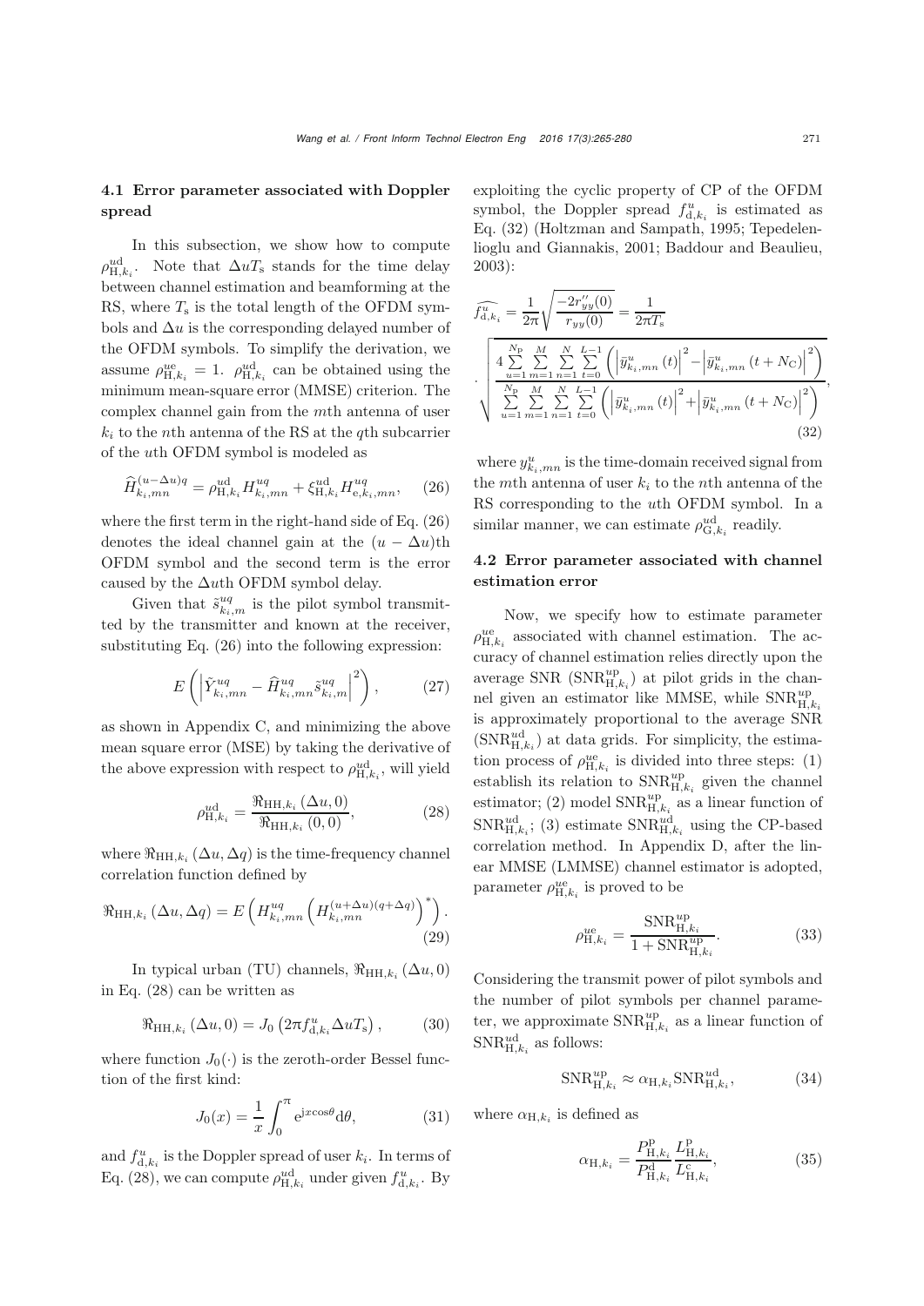### 4.1 Error parameter associated with Doppler spread

In this subsection, we show how to compute $\rho_{\mathrm{H},k_i}^{\mathrm{ud}}$. Note that $\Delta u T_{\mathrm{s}}$ stands for the time delay between channel estimation and beamforming at the RS, where $T_{\mathrm{s}}$ is the total length of the OFDM symbols and $\Delta u$ is the corresponding delayed number of the OFDM symbols. To simplify the derivation, we assume $\rho_{\mathrm{H},k_i}^{\mathrm{ue}} = 1$. $\rho_{\mathrm{H},k_i}^{\mathrm{ud}}$ can be obtained using the minimum mean-square error (MMSE) criterion. The complex channel gain from the $m$th antenna of user $k_i$ to the $n$th antenna of the RS at the $q$th subcarrier of the $u$th OFDM symbol is modeled as

$$\widehat{H}_{k_i,mn}^{(u-\Delta u)q} = \rho_{\mathrm{H},k_i}^{\mathrm{ud}} H_{k_i,mn}^{uq} + \xi_{\mathrm{H},k_i}^{\mathrm{ud}} H_{\mathrm{e},k_i,mn}^{uq}, \tag{26}$$

where the first term in the right-hand side of Eq. (26) denotes the ideal channel gain at the $(u-\Delta u)$th OFDM symbol and the second term is the error caused by the $\Delta u$th OFDM symbol delay.

Given that $\tilde{s}_{k_i,m}^{uq}$ is the pilot symbol transmitted by the transmitter and known at the receiver, substituting Eq. (26) into the following expression:

$$E\left(\left|\tilde{Y}_{k_i,mn}^{uq} - \widehat{H}_{k_i,mn}^{uq}\tilde{s}_{k_i,m}^{uq}\right|^2\right), \tag{27}$$

as shown in Appendix C, and minimizing the above mean square error (MSE) by taking the derivative of the above expression with respect to $\rho_{\mathrm{H},k_i}^{\mathrm{ud}}$, will yield

$$\rho_{\mathrm{H},k_i}^{\mathrm{ud}} = \frac{\Re_{\mathrm{HH},k_i}(\Delta u, 0)}{\Re_{\mathrm{HH},k_i}(0,0)}, \tag{28}$$

where $\Re_{\mathrm{HH},k_i}(\Delta u, \Delta q)$ is the time-frequency channel correlation function defined by

$$\Re_{\mathrm{HH},k_i}(\Delta u, \Delta q) = E\left(H_{k_i,mn}^{uq}\left(H_{k_i,mn}^{(u+\Delta u)(q+\Delta q)}\right)^*\right). \tag{29}$$

In typical urban (TU) channels, $\Re_{\mathrm{HH},k_i}(\Delta u, 0)$ in Eq. (28) can be written as

$$\Re_{\mathrm{HH},k_i}(\Delta u, 0) = J_0\left(2\pi f_{\mathrm{d},k_i}^{u}\Delta u T_{\mathrm{s}}\right), \tag{30}$$

where function $J_0(\cdot)$ is the zeroth-order Bessel function of the first kind:

$$J_0(x) = \frac{1}{x}\int_0^{\pi} \mathrm{e}^{\mathrm{j}x\cos\theta}\mathrm{d}\theta, \tag{31}$$

and $f_{\mathrm{d},k_i}^{u}$ is the Doppler spread of user $k_i$. In terms of Eq. (28), we can compute $\rho_{\mathrm{H},k_i}^{\mathrm{ud}}$ under given $f_{\mathrm{d},k_i}^{u}$. By exploiting the cyclic property of CP of the OFDM symbol, the Doppler spread $f_{\mathrm{d},k_i}^{u}$ is estimated as Eq. (32) (Holtzman and Sampath, 1995; Tepedelenlioglu and Giannakis, 2001; Baddour and Beaulieu, 2003):

$$\widehat{f_{\mathrm{d},k_i}^{u}} = \frac{1}{2\pi}\sqrt{\frac{-2r_{yy}''(0)}{r_{yy}(0)}} = \frac{1}{2\pi T_{\mathrm{s}}} \cdot \sqrt{\frac{4\sum\limits_{u=1}^{N_{\mathrm{P}}}\sum\limits_{m=1}^{M}\sum\limits_{n=1}^{N}\sum\limits_{t=0}^{L-1}\left(\left|\bar{y}_{k_i,mn}^{u}(t)\right|^2 - \left|\bar{y}_{k_i,mn}^{u}(t+N_{\mathrm{C}})\right|^2\right)}{\sum\limits_{u=1}^{N_{\mathrm{P}}}\sum\limits_{m=1}^{M}\sum\limits_{n=1}^{N}\sum\limits_{t=0}^{L-1}\left(\left|\bar{y}_{k_i,mn}^{u}(t)\right|^2 + \left|\bar{y}_{k_i,mn}^{u}(t+N_{\mathrm{C}})\right|^2\right)}}, \tag{32}$$

where $y_{k_i,mn}^{u}$ is the time-domain received signal from the $m$th antenna of user $k_i$ to the $n$th antenna of the RS corresponding to the $u$th OFDM symbol. In a similar manner, we can estimate $\rho_{\mathrm{G},k_i}^{\mathrm{ud}}$ readily.

### 4.2 Error parameter associated with channel estimation error

Now, we specify how to estimate parameter $\rho_{\mathrm{H},k_i}^{\mathrm{ue}}$ associated with channel estimation. The accuracy of channel estimation relies directly upon the average SNR ($\mathrm{SNR}_{\mathrm{H},k_i}^{\mathrm{up}}$) at pilot grids in the channel given an estimator like MMSE, while $\mathrm{SNR}_{\mathrm{H},k_i}^{\mathrm{up}}$ is approximately proportional to the average SNR ($\mathrm{SNR}_{\mathrm{H},k_i}^{\mathrm{ud}}$) at data grids. For simplicity, the estimation process of $\rho_{\mathrm{H},k_i}^{\mathrm{ue}}$ is divided into three steps: (1) establish its relation to $\mathrm{SNR}_{\mathrm{H},k_i}^{\mathrm{up}}$ given the channel estimator; (2) model $\mathrm{SNR}_{\mathrm{H},k_i}^{\mathrm{up}}$ as a linear function of $\mathrm{SNR}_{\mathrm{H},k_i}^{\mathrm{ud}}$; (3) estimate $\mathrm{SNR}_{\mathrm{H},k_i}^{\mathrm{ud}}$ using the CP-based correlation method. In Appendix D, after the linear MMSE (LMMSE) channel estimator is adopted, parameter $\rho_{\mathrm{H},k_i}^{\mathrm{ue}}$ is proved to be

$$\rho_{\mathrm{H},k_i}^{\mathrm{ue}} = \frac{\mathrm{SNR}_{\mathrm{H},k_i}^{\mathrm{up}}}{1+\mathrm{SNR}_{\mathrm{H},k_i}^{\mathrm{up}}}. \tag{33}$$

Considering the transmit power of pilot symbols and the number of pilot symbols per channel parameter, we approximate $\mathrm{SNR}_{\mathrm{H},k_i}^{\mathrm{up}}$ as a linear function of $\mathrm{SNR}_{\mathrm{H},k_i}^{\mathrm{ud}}$ as follows:

$$\mathrm{SNR}_{\mathrm{H},k_i}^{\mathrm{up}} \approx \alpha_{\mathrm{H},k_i}\mathrm{SNR}_{\mathrm{H},k_i}^{\mathrm{ud}}, \tag{34}$$

where $\alpha_{\mathrm{H},k_i}$ is defined as

$$\alpha_{\mathrm{H},k_i} = \frac{P_{\mathrm{H},k_i}^{\mathrm{p}}}{P_{\mathrm{H},k_i}^{\mathrm{d}}}\frac{L_{\mathrm{H},k_i}^{\mathrm{p}}}{L_{\mathrm{H},k_i}^{\mathrm{c}}}, \tag{35}$$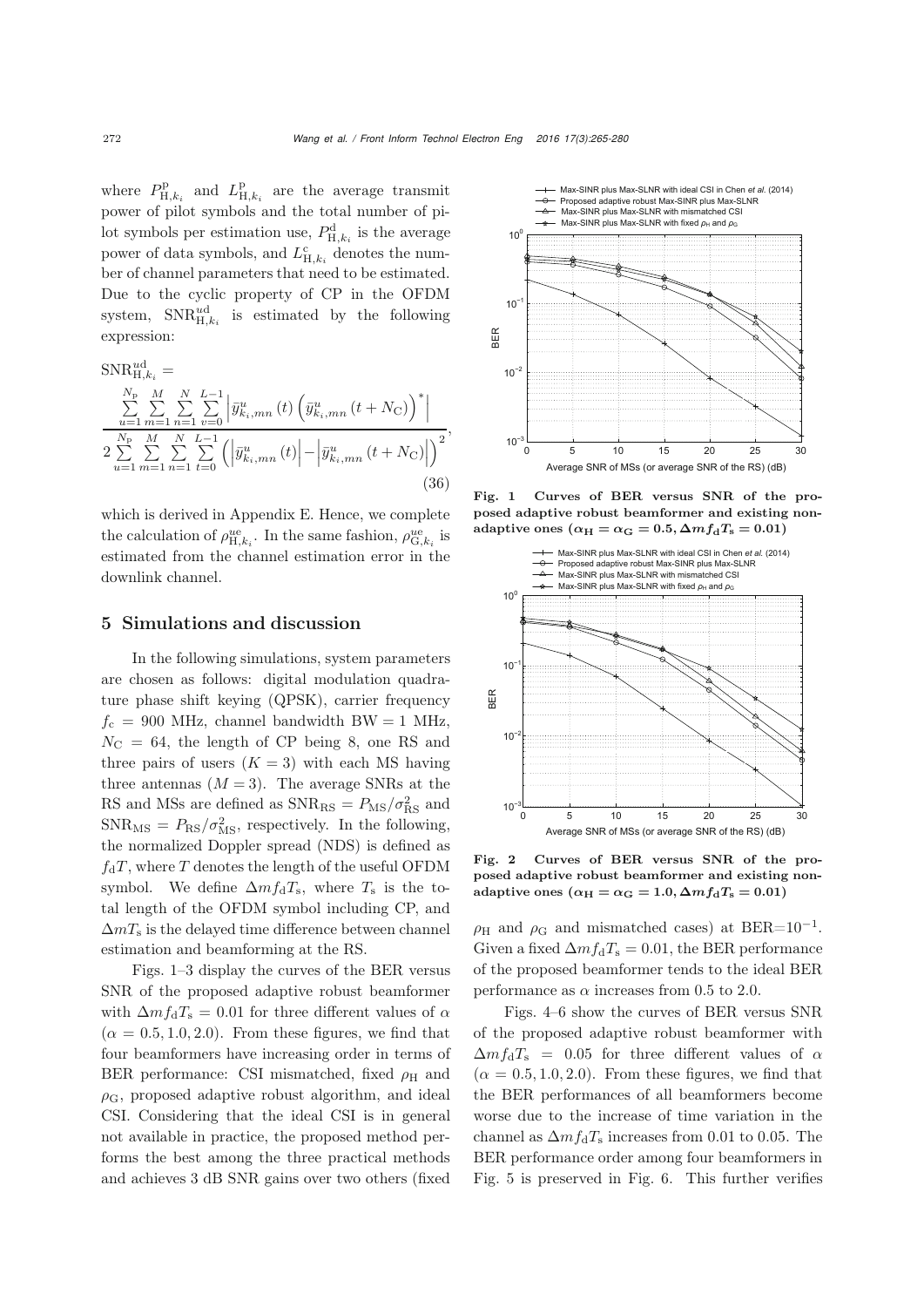where $P^{\mathrm{p}}_{\mathrm{H},k_i}$ and $L^{\mathrm{p}}_{\mathrm{H},k_i}$ are the average transmit power of pilot symbols and the total number of pilot symbols per estimation use, $P^{\mathrm{d}}_{\mathrm{H},k_i}$ is the average power of data symbols, and $L^{\mathrm{c}}_{\mathrm{H},k_i}$ denotes the number of channel parameters that need to be estimated. Due to the cyclic property of CP in the OFDM system, $\mathrm{SNR}^{u\mathrm{d}}_{\mathrm{H},k_i}$ is estimated by the following expression:

$$\mathrm{SNR}^{u\mathrm{d}}_{\mathrm{H},k_i} = \frac{\sum\limits_{u=1}^{N_{\mathrm{p}}}\sum\limits_{m=1}^{M}\sum\limits_{n=1}^{N}\sum\limits_{v=0}^{L-1}\left|\bar{y}^{u}_{k_i,mn}(t)\left(\bar{y}^{u}_{k_i,mn}(t+N_{\mathrm{C}})\right)^{*}\right|}{2\sum\limits_{u=1}^{N_{\mathrm{p}}}\sum\limits_{m=1}^{M}\sum\limits_{n=1}^{N}\sum\limits_{t=0}^{L-1}\left(\left|\bar{y}^{u}_{k_i,mn}(t)\right|-\left|\bar{y}^{u}_{k_i,mn}(t+N_{\mathrm{C}})\right|\right)^{2}}, \tag{36}$$

which is derived in Appendix E. Hence, we complete the calculation of $\rho^{ue}_{\mathrm{H},k_i}$. In the same fashion, $\rho^{ue}_{\mathrm{G},k_i}$ is estimated from the channel estimation error in the downlink channel.

## 5 Simulations and discussion

In the following simulations, system parameters are chosen as follows: digital modulation quadrature phase shift keying (QPSK), carrier frequency $f_{\mathrm{c}} = 900$ MHz, channel bandwidth BW = 1 MHz, $N_{\mathrm{C}} = 64$, the length of CP being 8, one RS and three pairs of users ($K = 3$) with each MS having three antennas ($M = 3$). The average SNRs at the RS and MSs are defined as $\mathrm{SNR}_{\mathrm{RS}} = P_{\mathrm{MS}}/\sigma^2_{\mathrm{RS}}$ and $\mathrm{SNR}_{\mathrm{MS}} = P_{\mathrm{RS}}/\sigma^2_{\mathrm{MS}}$, respectively. In the following, the normalized Doppler spread (NDS) is defined as $f_{\mathrm{d}}T$, where $T$ denotes the length of the useful OFDM symbol. We define $\Delta m f_{\mathrm{d}} T_{\mathrm{s}}$, where $T_{\mathrm{s}}$ is the total length of the OFDM symbol including CP, and $\Delta m T_{\mathrm{s}}$ is the delayed time difference between channel estimation and beamforming at the RS.

Figs. 1–3 display the curves of the BER versus SNR of the proposed adaptive robust beamformer with $\Delta m f_{\mathrm{d}} T_{\mathrm{s}} = 0.01$ for three different values of $\alpha$ ($\alpha = 0.5, 1.0, 2.0$). From these figures, we find that four beamformers have increasing order in terms of BER performance: CSI mismatched, fixed $\rho_{\mathrm{H}}$ and $\rho_{\mathrm{G}}$, proposed adaptive robust algorithm, and ideal CSI. Considering that the ideal CSI is in general not available in practice, the proposed method performs the best among the three practical methods and achieves 3 dB SNR gains over two others (fixed $\rho_{\mathrm{H}}$ and $\rho_{\mathrm{G}}$ and mismatched cases) at BER$=10^{-1}$. Given a fixed $\Delta m f_{\mathrm{d}} T_{\mathrm{s}} = 0.01$, the BER performance of the proposed beamformer tends to the ideal BER performance as $\alpha$ increases from 0.5 to 2.0.

Figs. 4–6 show the curves of BER versus SNR of the proposed adaptive robust beamformer with $\Delta m f_{\mathrm{d}} T_{\mathrm{s}} = 0.05$ for three different values of $\alpha$ ($\alpha = 0.5, 1.0, 2.0$). From these figures, we find that the BER performances of all beamformers become worse due to the increase of time variation in the channel as $\Delta m f_{\mathrm{d}} T_{\mathrm{s}}$ increases from 0.01 to 0.05. The BER performance order among four beamformers in Fig. 5 is preserved in Fig. 6. This further verifies

**Fig. 1 Curves of BER versus SNR of the proposed adaptive robust beamformer and existing non-adaptive ones ($\alpha_{\mathrm{H}} = \alpha_{\mathrm{G}} = 0.5, \Delta m f_{\mathrm{d}} T_{\mathrm{s}} = 0.01$)**

**Fig. 2 Curves of BER versus SNR of the proposed adaptive robust beamformer and existing non-adaptive ones ($\alpha_{\mathrm{H}} = \alpha_{\mathrm{G}} = 1.0, \Delta m f_{\mathrm{d}} T_{\mathrm{s}} = 0.01$)**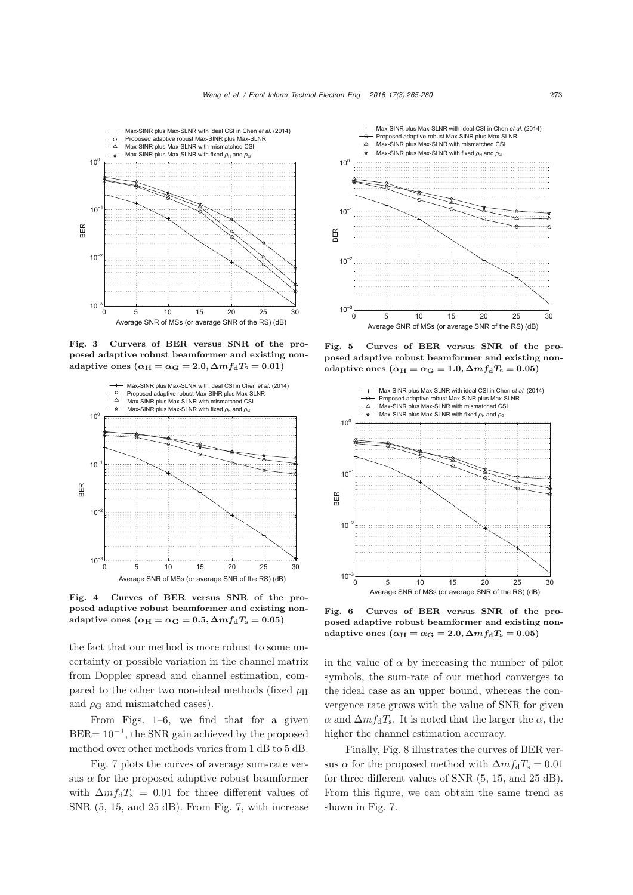Fig. 3 Curvers of BER versus SNR of the proposed adaptive robust beamformer and existing non-adaptive ones ($\alpha_{\mathrm{H}} = \alpha_{\mathrm{G}} = 2.0, \Delta m f_{\mathrm{d}} T_{\mathrm{s}} = 0.01$)

Fig. 4 Curves of BER versus SNR of the proposed adaptive robust beamformer and existing non-adaptive ones ($\alpha_{\mathrm{H}} = \alpha_{\mathrm{G}} = 0.5, \Delta m f_{\mathrm{d}} T_{\mathrm{s}} = 0.05$)

Fig. 5 Curves of BER versus SNR of the proposed adaptive robust beamformer and existing non-adaptive ones ($\alpha_{\mathrm{H}} = \alpha_{\mathrm{G}} = 1.0, \Delta m f_{\mathrm{d}} T_{\mathrm{s}} = 0.05$)

Fig. 6 Curves of BER versus SNR of the proposed adaptive robust beamformer and existing non-adaptive ones ($\alpha_{\mathrm{H}} = \alpha_{\mathrm{G}} = 2.0, \Delta m f_{\mathrm{d}} T_{\mathrm{s}} = 0.05$)

the fact that our method is more robust to some uncertainty or possible variation in the channel matrix from Doppler spread and channel estimation, compared to the other two non-ideal methods (fixed $\rho_{\mathrm{H}}$ and $\rho_{\mathrm{G}}$ and mismatched cases).

From Figs. 1–6, we find that for a given BER$= 10^{-1}$, the SNR gain achieved by the proposed method over other methods varies from 1 dB to 5 dB.

Fig. 7 plots the curves of average sum-rate versus $\alpha$ for the proposed adaptive robust beamformer with $\Delta m f_{\mathrm{d}} T_{\mathrm{s}} = 0.01$ for three different values of SNR (5, 15, and 25 dB). From Fig. 7, with increase in the value of $\alpha$ by increasing the number of pilot symbols, the sum-rate of our method converges to the ideal case as an upper bound, whereas the convergence rate grows with the value of SNR for given $\alpha$ and $\Delta m f_{\mathrm{d}} T_{\mathrm{s}}$. It is noted that the larger the $\alpha$, the higher the channel estimation accuracy.

Finally, Fig. 8 illustrates the curves of BER versus $\alpha$ for the proposed method with $\Delta m f_{\mathrm{d}} T_{\mathrm{s}} = 0.01$ for three different values of SNR (5, 15, and 25 dB). From this figure, we can obtain the same trend as shown in Fig. 7.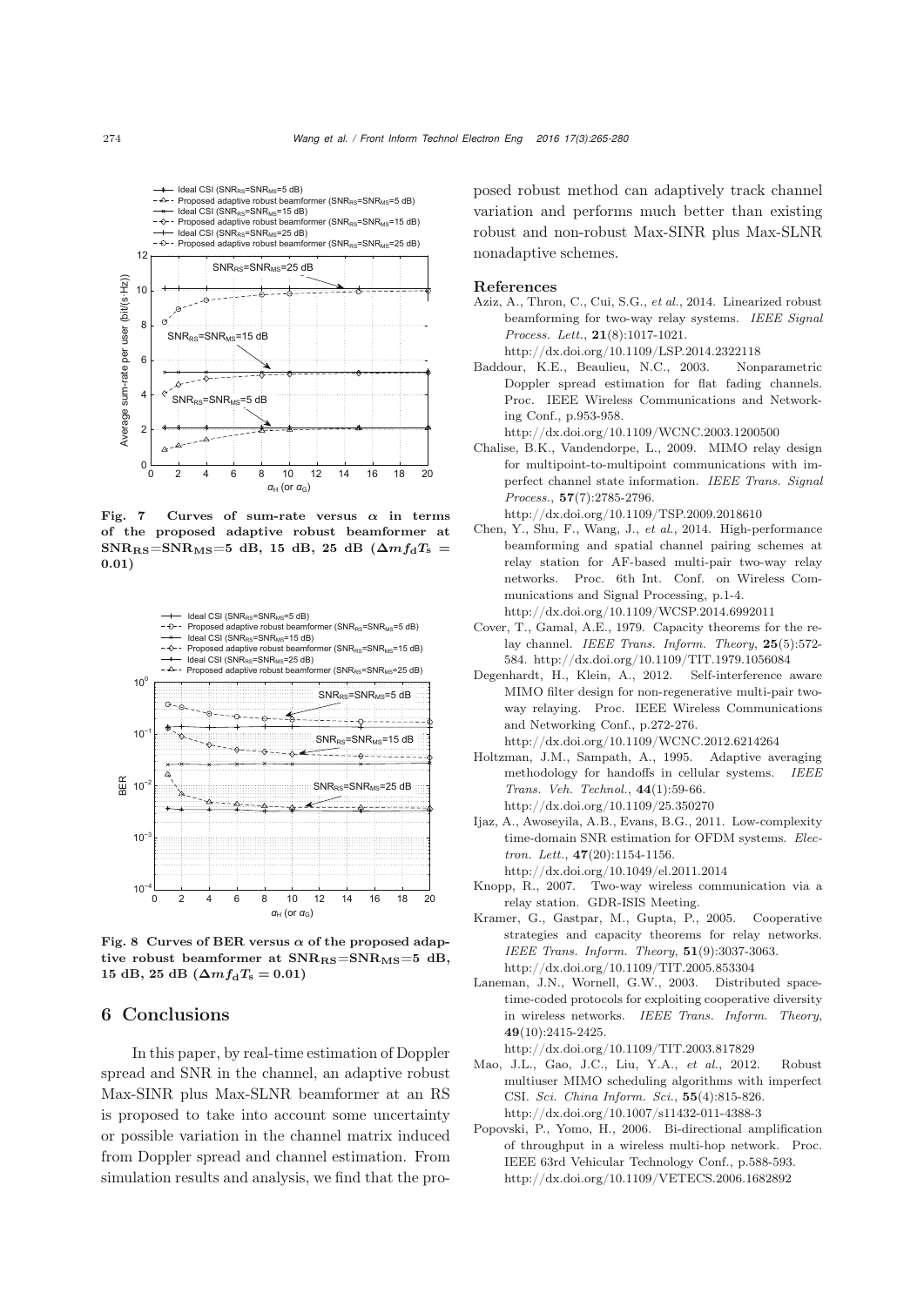Fig. 7 Curves of sum-rate versus $\alpha$ in terms of the proposed adaptive robust beamformer at $\mathrm{SNR_{RS}}=\mathrm{SNR_{MS}}=5$ dB, 15 dB, 25 dB ($\Delta m f_\mathrm{d} T_\mathrm{s} = 0.01$)

Fig. 8 Curves of BER versus $\alpha$ of the proposed adaptive robust beamformer at $\mathrm{SNR_{RS}}=\mathrm{SNR_{MS}}=5$ dB, 15 dB, 25 dB ($\Delta m f_\mathrm{d} T_\mathrm{s} = 0.01$)

## 6 Conclusions

In this paper, by real-time estimation of Doppler spread and SNR in the channel, an adaptive robust Max-SINR plus Max-SLNR beamformer at an RS is proposed to take into account some uncertainty or possible variation in the channel matrix induced from Doppler spread and channel estimation. From simulation results and analysis, we find that the proposed robust method can adaptively track channel variation and performs much better than existing robust and non-robust Max-SINR plus Max-SLNR nonadaptive schemes.

## References

Aziz, A., Thron, C., Cui, S.G., *et al.*, 2014. Linearized robust beamforming for two-way relay systems. *IEEE Signal Process. Lett.*, **21**(8):1017-1021. http://dx.doi.org/10.1109/LSP.2014.2322118

Baddour, K.E., Beaulieu, N.C., 2003. Nonparametric Doppler spread estimation for flat fading channels. Proc. IEEE Wireless Communications and Networking Conf., p.953-958. http://dx.doi.org/10.1109/WCNC.2003.1200500

Chalise, B.K., Vandendorpe, L., 2009. MIMO relay design for multipoint-to-multipoint communications with imperfect channel state information. *IEEE Trans. Signal Process.*, **57**(7):2785-2796. http://dx.doi.org/10.1109/TSP.2009.2018610

Chen, Y., Shu, F., Wang, J., *et al.*, 2014. High-performance beamforming and spatial channel pairing schemes at relay station for AF-based multi-pair two-way relay networks. Proc. 6th Int. Conf. on Wireless Communications and Signal Processing, p.1-4. http://dx.doi.org/10.1109/WCSP.2014.6992011

Cover, T., Gamal, A.E., 1979. Capacity theorems for the relay channel. *IEEE Trans. Inform. Theory*, **25**(5):572-584. http://dx.doi.org/10.1109/TIT.1979.1056084

Degenhardt, H., Klein, A., 2012. Self-interference aware MIMO filter design for non-regenerative multi-pair two-way relaying. Proc. IEEE Wireless Communications and Networking Conf., p.272-276. http://dx.doi.org/10.1109/WCNC.2012.6214264

Holtzman, J.M., Sampath, A., 1995. Adaptive averaging methodology for handoffs in cellular systems. *IEEE Trans. Veh. Technol.*, **44**(1):59-66. http://dx.doi.org/10.1109/25.350270

Ijaz, A., Awoseyila, A.B., Evans, B.G., 2011. Low-complexity time-domain SNR estimation for OFDM systems. *Electron. Lett.*, **47**(20):1154-1156. http://dx.doi.org/10.1049/el.2011.2014

Knopp, R., 2007. Two-way wireless communication via a relay station. GDR-ISIS Meeting.

Kramer, G., Gastpar, M., Gupta, P., 2005. Cooperative strategies and capacity theorems for relay networks. *IEEE Trans. Inform. Theory*, **51**(9):3037-3063. http://dx.doi.org/10.1109/TIT.2005.853304

Laneman, J.N., Wornell, G.W., 2003. Distributed space-time-coded protocols for exploiting cooperative diversity in wireless networks. *IEEE Trans. Inform. Theory*, **49**(10):2415-2425. http://dx.doi.org/10.1109/TIT.2003.817829

Mao, J.L., Gao, J.C., Liu, Y.A., *et al.*, 2012. Robust multiuser MIMO scheduling algorithms with imperfect CSI. *Sci. China Inform. Sci.*, **55**(4):815-826. http://dx.doi.org/10.1007/s11432-011-4388-3

Popovski, P., Yomo, H., 2006. Bi-directional amplification of throughput in a wireless multi-hop network. Proc. IEEE 63rd Vehicular Technology Conf., p.588-593. http://dx.doi.org/10.1109/VETECS.2006.1682892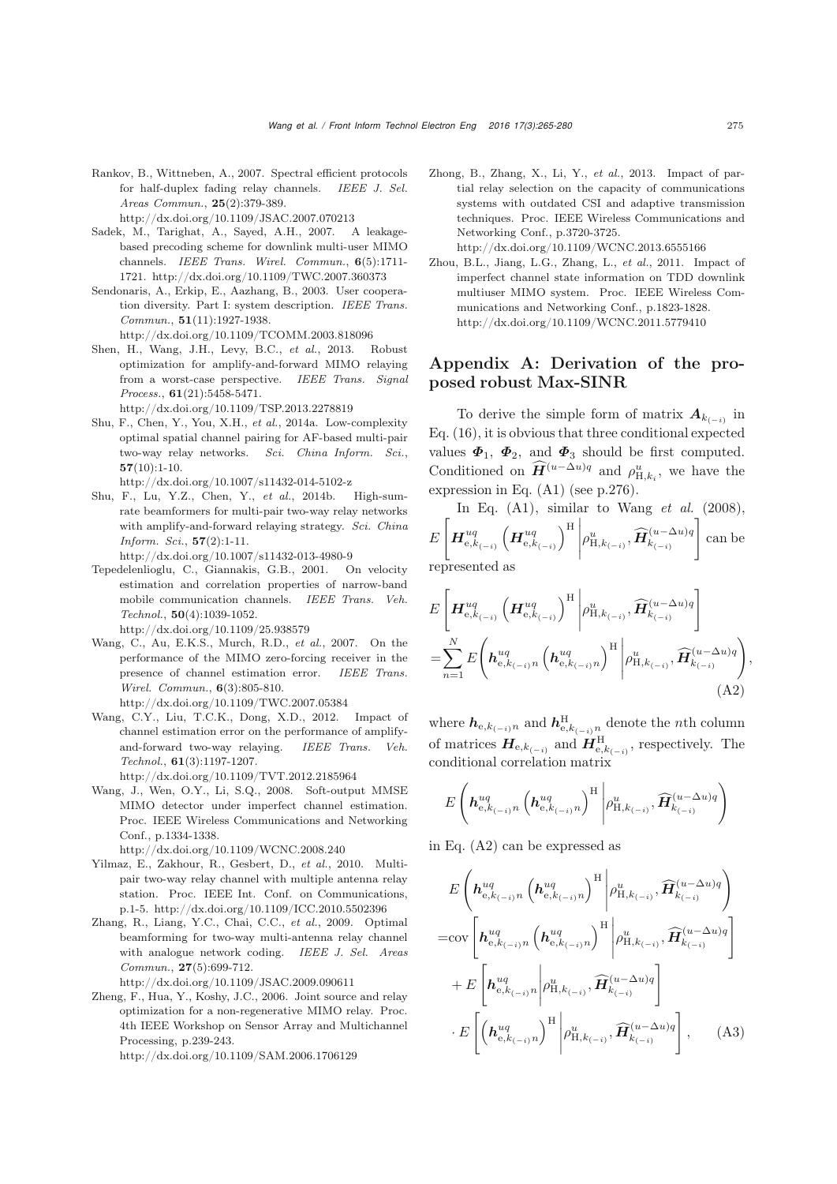Rankov, B., Wittneben, A., 2007. Spectral efficient protocols for half-duplex fading relay channels. *IEEE J. Sel. Areas Commun.*, **25**(2):379-389. http://dx.doi.org/10.1109/JSAC.2007.070213

Sadek, M., Tarighat, A., Sayed, A.H., 2007. A leakage-based precoding scheme for downlink multi-user MIMO channels. *IEEE Trans. Wirel. Commun.*, **6**(5):1711-1721. http://dx.doi.org/10.1109/TWC.2007.360373

Sendonaris, A., Erkip, E., Aazhang, B., 2003. User cooperation diversity. Part I: system description. *IEEE Trans. Commun.*, **51**(11):1927-1938. http://dx.doi.org/10.1109/TCOMM.2003.818096

Shen, H., Wang, J.H., Levy, B.C., *et al.*, 2013. Robust optimization for amplify-and-forward MIMO relaying from a worst-case perspective. *IEEE Trans. Signal Process.*, **61**(21):5458-5471. http://dx.doi.org/10.1109/TSP.2013.2278819

Shu, F., Chen, Y., You, X.H., *et al.*, 2014a. Low-complexity optimal spatial channel pairing for AF-based multi-pair two-way relay networks. *Sci. China Inform. Sci.*, **57**(10):1-10. http://dx.doi.org/10.1007/s11432-014-5102-z

Shu, F., Lu, Y.Z., Chen, Y., *et al.*, 2014b. High-sum-rate beamformers for multi-pair two-way relay networks with amplify-and-forward relaying strategy. *Sci. China Inform. Sci.*, **57**(2):1-11. http://dx.doi.org/10.1007/s11432-013-4980-9

Tepedelenlioglu, C., Giannakis, G.B., 2001. On velocity estimation and correlation properties of narrow-band mobile communication channels. *IEEE Trans. Veh. Technol.*, **50**(4):1039-1052. http://dx.doi.org/10.1109/25.938579

Wang, C., Au, E.K.S., Murch, R.D., *et al.*, 2007. On the performance of the MIMO zero-forcing receiver in the presence of channel estimation error. *IEEE Trans. Wirel. Commun.*, **6**(3):805-810. http://dx.doi.org/10.1109/TWC.2007.05384

Wang, C.Y., Liu, T.C.K., Dong, X.D., 2012. Impact of channel estimation error on the performance of amplify-and-forward two-way relaying. *IEEE Trans. Veh. Technol.*, **61**(3):1197-1207. http://dx.doi.org/10.1109/TVT.2012.2185964

Wang, J., Wen, O.Y., Li, S.Q., 2008. Soft-output MMSE MIMO detector under imperfect channel estimation. Proc. IEEE Wireless Communications and Networking Conf., p.1334-1338. http://dx.doi.org/10.1109/WCNC.2008.240

Yilmaz, E., Zakhour, R., Gesbert, D., *et al.*, 2010. Multi-pair two-way relay channel with multiple antenna relay station. Proc. IEEE Int. Conf. on Communications, p.1-5. http://dx.doi.org/10.1109/ICC.2010.5502396

Zhang, R., Liang, Y.C., Chai, C.C., *et al.*, 2009. Optimal beamforming for two-way multi-antenna relay channel with analogue network coding. *IEEE J. Sel. Areas Commun.*, **27**(5):699-712. http://dx.doi.org/10.1109/JSAC.2009.090611

Zheng, F., Hua, Y., Koshy, J.C., 2006. Joint source and relay optimization for a non-regenerative MIMO relay. Proc. 4th IEEE Workshop on Sensor Array and Multichannel Processing, p.239-243. http://dx.doi.org/10.1109/SAM.2006.1706129

Zhong, B., Zhang, X., Li, Y., *et al.*, 2013. Impact of partial relay selection on the capacity of communications systems with outdated CSI and adaptive transmission techniques. Proc. IEEE Wireless Communications and Networking Conf., p.3720-3725. http://dx.doi.org/10.1109/WCNC.2013.6555166

Zhou, B.L., Jiang, L.G., Zhang, L., *et al.*, 2011. Impact of imperfect channel state information on TDD downlink multiuser MIMO system. Proc. IEEE Wireless Communications and Networking Conf., p.1823-1828. http://dx.doi.org/10.1109/WCNC.2011.5779410

## Appendix A: Derivation of the proposed robust Max-SINR

To derive the simple form of matrix $\boldsymbol{A}_{k_{(-i)}}$ in Eq. (16), it is obvious that three conditional expected values $\boldsymbol{\Phi}_1$, $\boldsymbol{\Phi}_2$, and $\boldsymbol{\Phi}_3$ should be first computed. Conditioned on $\widehat{\boldsymbol{H}}^{(u-\Delta u)q}$ and $\rho^{u}_{\mathrm{H},k_i}$, we have the expression in Eq. (A1) (see p.276).

In Eq. (A1), similar to Wang *et al.* (2008), $E\left[\boldsymbol{H}^{uq}_{\mathrm{e},k_{(-i)}}\left(\boldsymbol{H}^{uq}_{\mathrm{e},k_{(-i)}}\right)^{\mathrm{H}}\middle|\rho^{u}_{\mathrm{H},k_{(-i)}},\widehat{\boldsymbol{H}}^{(u-\Delta u)q}_{k_{(-i)}}\right]$ can be represented as

$$
\begin{aligned}
&E\left[\boldsymbol{H}^{uq}_{\mathrm{e},k_{(-i)}}\left(\boldsymbol{H}^{uq}_{\mathrm{e},k_{(-i)}}\right)^{\mathrm{H}}\middle|\rho^{u}_{\mathrm{H},k_{(-i)}},\widehat{\boldsymbol{H}}^{(u-\Delta u)q}_{k_{(-i)}}\right]\\
=&\sum_{n=1}^{N}E\left(\boldsymbol{h}^{uq}_{\mathrm{e},k_{(-i)}n}\left(\boldsymbol{h}^{uq}_{\mathrm{e},k_{(-i)}n}\right)^{\mathrm{H}}\middle|\rho^{u}_{\mathrm{H},k_{(-i)}},\widehat{\boldsymbol{H}}^{(u-\Delta u)q}_{k_{(-i)}}\right),
\end{aligned}
\tag{A2}
$$

where $\boldsymbol{h}_{\mathrm{e},k_{(-i)}n}$ and $\boldsymbol{h}^{\mathrm{H}}_{\mathrm{e},k_{(-i)}n}$ denote the $n$th column of matrices $\boldsymbol{H}_{\mathrm{e},k_{(-i)}}$ and $\boldsymbol{H}^{\mathrm{H}}_{\mathrm{e},k_{(-i)}}$, respectively. The conditional correlation matrix

$$
E\left(\boldsymbol{h}^{uq}_{\mathrm{e},k_{(-i)}n}\left(\boldsymbol{h}^{uq}_{\mathrm{e},k_{(-i)}n}\right)^{\mathrm{H}}\middle|\rho^{u}_{\mathrm{H},k_{(-i)}},\widehat{\boldsymbol{H}}^{(u-\Delta u)q}_{k_{(-i)}}\right)
$$

in Eq. (A2) can be expressed as

$$
\begin{aligned}
&E\left(\boldsymbol{h}^{uq}_{\mathrm{e},k_{(-i)}n}\left(\boldsymbol{h}^{uq}_{\mathrm{e},k_{(-i)}n}\right)^{\mathrm{H}}\middle|\rho^{u}_{\mathrm{H},k_{(-i)}},\widehat{\boldsymbol{H}}^{(u-\Delta u)q}_{k_{(-i)}}\right)\\
=&\mathrm{cov}\left[\boldsymbol{h}^{uq}_{\mathrm{e},k_{(-i)}n}\left(\boldsymbol{h}^{uq}_{\mathrm{e},k_{(-i)}n}\right)^{\mathrm{H}}\middle|\rho^{u}_{\mathrm{H},k_{(-i)}},\widehat{\boldsymbol{H}}^{(u-\Delta u)q}_{k_{(-i)}}\right]\\
&+E\left[\boldsymbol{h}^{uq}_{\mathrm{e},k_{(-i)}n}\middle|\rho^{u}_{\mathrm{H},k_{(-i)}},\widehat{\boldsymbol{H}}^{(u-\Delta u)q}_{k_{(-i)}}\right]\\
&\cdot E\left[\left(\boldsymbol{h}^{uq}_{\mathrm{e},k_{(-i)}n}\right)^{\mathrm{H}}\middle|\rho^{u}_{\mathrm{H},k_{(-i)}},\widehat{\boldsymbol{H}}^{(u-\Delta u)q}_{k_{(-i)}}\right],
\end{aligned}
\tag{A3}
$$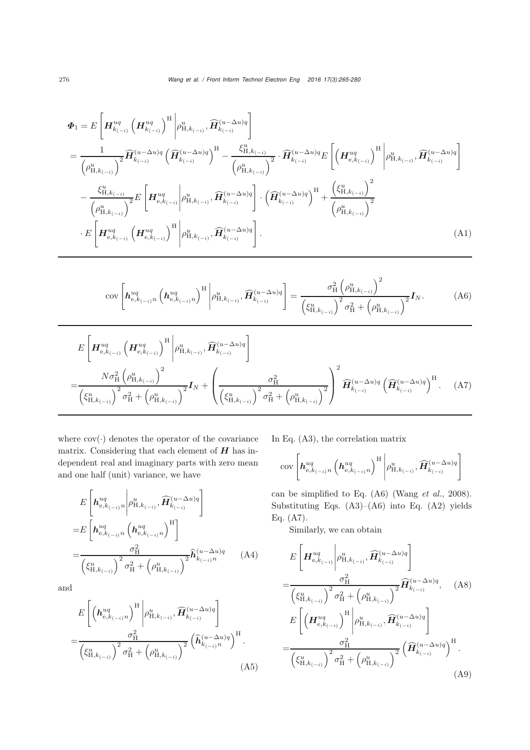$$
\begin{aligned}
\boldsymbol{\Phi}_1 &= E\left[\boldsymbol{H}_{k_{(-i)}}^{uq}\left(\boldsymbol{H}_{k_{(-i)}}^{uq}\right)^{\mathrm{H}}\middle|\rho_{\mathrm{H},k_{(-i)}}^{u},\widehat{\boldsymbol{H}}_{k_{(-i)}}^{(u-\Delta u)q}\right] \\
&= \frac{1}{\left(\rho_{\mathrm{H},k_{(-i)}}^{u}\right)^2}\widehat{\boldsymbol{H}}_{k_{(-i)}}^{(u-\Delta u)q}\left(\widehat{\boldsymbol{H}}_{k_{(-i)}}^{(u-\Delta u)q}\right)^{\mathrm{H}} - \frac{\xi_{\mathrm{H},k_{(-i)}}^{u}}{\left(\rho_{\mathrm{H},k_{(-i)}}^{u}\right)^2}\cdot\widehat{\boldsymbol{H}}_{k_{(-i)}}^{(u-\Delta u)q}E\left[\left(\boldsymbol{H}_{\mathrm{e},k_{(-i)}}^{uq}\right)^{\mathrm{H}}\middle|\rho_{\mathrm{H},k_{(-i)}}^{u},\widehat{\boldsymbol{H}}_{k_{(-i)}}^{(u-\Delta u)q}\right] \\
&\quad - \frac{\xi_{\mathrm{H},k_{(-i)}}^{u}}{\left(\rho_{\mathrm{H},k_{(-i)}}^{u}\right)^2}E\left[\boldsymbol{H}_{\mathrm{e},k_{(-i)}}^{uq}\middle|\rho_{\mathrm{H},k_{(-i)}}^{u},\widehat{\boldsymbol{H}}_{k_{(-i)}}^{(u-\Delta u)q}\right]\cdot\left(\widehat{\boldsymbol{H}}_{k_{(-i)}}^{(u-\Delta u)q}\right)^{\mathrm{H}} + \frac{\left(\xi_{\mathrm{H},k_{(-i)}}^{u}\right)^2}{\left(\rho_{\mathrm{H},k_{(-i)}}^{u}\right)^2} \\
&\quad \cdot E\left[\boldsymbol{H}_{\mathrm{e},k_{(-i)}}^{uq}\left(\boldsymbol{H}_{\mathrm{e},k_{(-i)}}^{uq}\right)^{\mathrm{H}}\middle|\rho_{\mathrm{H},k_{(-i)}}^{u},\widehat{\boldsymbol{H}}_{k_{(-i)}}^{(u-\Delta u)q}\right].
\end{aligned}
\tag{A1}
$$

$$
\operatorname{cov}\left[\boldsymbol{h}_{\mathrm{e},k_{(-i)}n}^{uq}\left(\boldsymbol{h}_{\mathrm{e},k_{(-i)}n}^{uq}\right)^{\mathrm{H}}\middle|\rho_{\mathrm{H},k_{(-i)}}^{u},\widehat{\boldsymbol{H}}_{k_{(-i)}}^{(u-\Delta u)q}\right] = \frac{\sigma_{\mathrm{H}}^2\left(\rho_{\mathrm{H},k_{(-i)}}^{u}\right)^2}{\left(\xi_{\mathrm{H},k_{(-i)}}^{u}\right)^2\sigma_{\mathrm{H}}^2+\left(\rho_{\mathrm{H},k_{(-i)}}^{u}\right)^2}\boldsymbol{I}_N. \tag{A6}
$$

$$
\begin{aligned}
&E\left[\boldsymbol{H}_{\mathrm{e},k_{(-i)}}^{uq}\left(\boldsymbol{H}_{\mathrm{e},k_{(-i)}}^{uq}\right)^{\mathrm{H}}\middle|\rho_{\mathrm{H},k_{(-i)}}^{u},\widehat{\boldsymbol{H}}_{k_{(-i)}}^{(u-\Delta u)q}\right] \\
=&\frac{N\sigma_{\mathrm{H}}^2\left(\rho_{\mathrm{H},k_{(-i)}}^{u}\right)^2}{\left(\xi_{\mathrm{H},k_{(-i)}}^{u}\right)^2\sigma_{\mathrm{H}}^2+\left(\rho_{\mathrm{H},k_{(-i)}}^{u}\right)^2}\boldsymbol{I}_N + \left(\frac{\sigma_{\mathrm{H}}^2}{\left(\xi_{\mathrm{H},k_{(-i)}}^{u}\right)^2\sigma_{\mathrm{H}}^2+\left(\rho_{\mathrm{H},k_{(-i)}}^{u}\right)^2}\right)^2\widehat{\boldsymbol{H}}_{k_{(-i)}}^{(u-\Delta u)q}\left(\widehat{\boldsymbol{H}}_{k_{(-i)}}^{(u-\Delta u)q}\right)^{\mathrm{H}}.
\end{aligned}
\tag{A7}
$$

where $\operatorname{cov}(\cdot)$ denotes the operator of the covariance matrix. Considering that each element of $\boldsymbol{H}$ has independent real and imaginary parts with zero mean and one half (unit) variance, we have

$$
\begin{aligned}
&E\left[\boldsymbol{h}_{\mathrm{e},k_{(-i)}n}^{uq}\middle|\rho_{\mathrm{H},k_{(-i)}}^{u},\widehat{\boldsymbol{H}}_{k_{(-i)}}^{(u-\Delta u)q}\right] \\
=&E\left[\boldsymbol{h}_{\mathrm{e},k_{(-i)}n}^{uq}\left(\boldsymbol{h}_{\mathrm{e},k_{(-i)}n}^{uq}\right)^{\mathrm{H}}\right] \\
=&\frac{\sigma_{\mathrm{H}}^2}{\left(\xi_{\mathrm{H},k_{(-i)}}^{u}\right)^2\sigma_{\mathrm{H}}^2+\left(\rho_{\mathrm{H},k_{(-i)}}^{u}\right)^2}\widehat{\boldsymbol{h}}_{k_{(-i)}n}^{(u-\Delta u)q}
\end{aligned}
\tag{A4}
$$

and

$$
\begin{aligned}
&E\left[\left(\boldsymbol{h}_{\mathrm{e},k_{(-i)}n}^{uq}\right)^{\mathrm{H}}\middle|\rho_{\mathrm{H},k_{(-i)}}^{u},\widehat{\boldsymbol{H}}_{k_{(-i)}}^{(u-\Delta u)q}\right] \\
=&\frac{\sigma_{\mathrm{H}}^2}{\left(\xi_{\mathrm{H},k_{(-i)}}^{u}\right)^2\sigma_{\mathrm{H}}^2+\left(\rho_{\mathrm{H},k_{(-i)}}^{u}\right)^2}\left(\widehat{\boldsymbol{h}}_{k_{(-i)}n}^{(u-\Delta u)q}\right)^{\mathrm{H}}.
\end{aligned}
\tag{A5}
$$

In Eq. (A3), the correlation matrix

$$
\operatorname{cov}\left[\boldsymbol{h}_{\mathrm{e},k_{(-i)}n}^{uq}\left(\boldsymbol{h}_{\mathrm{e},k_{(-i)}n}^{uq}\right)^{\mathrm{H}}\middle|\rho_{\mathrm{H},k_{(-i)}}^{u},\widehat{\boldsymbol{H}}_{k_{(-i)}}^{(u-\Delta u)q}\right]
$$

can be simplified to Eq. (A6) (Wang *et al.*, 2008). Substituting Eqs. (A3)–(A6) into Eq. (A2) yields Eq. (A7).

Similarly, we can obtain

$$
\begin{aligned}
&E\left[\boldsymbol{H}_{\mathrm{e},k_{(-i)}}^{uq}\middle|\rho_{\mathrm{H},k_{(-i)}}^{u},\widehat{\boldsymbol{H}}_{k_{(-i)}}^{(u-\Delta u)q}\right] \\
=&\frac{\sigma_{\mathrm{H}}^2}{\left(\xi_{\mathrm{H},k_{(-i)}}^{u}\right)^2\sigma_{\mathrm{H}}^2+\left(\rho_{\mathrm{H},k_{(-i)}}^{u}\right)^2}\widehat{\boldsymbol{H}}_{k_{(-i)}}^{(u-\Delta u)q},
\end{aligned}
\tag{A8}
$$

$$
\begin{aligned}
&E\left[\left(\boldsymbol{H}_{\mathrm{e},k_{(-i)}}^{uq}\right)^{\mathrm{H}}\middle|\rho_{\mathrm{H},k_{(-i)}}^{u},\widehat{\boldsymbol{H}}_{k_{(-i)}}^{(u-\Delta u)q}\right] \\
=&\frac{\sigma_{\mathrm{H}}^2}{\left(\xi_{\mathrm{H},k_{(-i)}}^{u}\right)^2\sigma_{\mathrm{H}}^2+\left(\rho_{\mathrm{H},k_{(-i)}}^{u}\right)^2}\left(\widehat{\boldsymbol{H}}_{k_{(-i)}}^{(u-\Delta u)q}\right)^{\mathrm{H}}.
\end{aligned}
\tag{A9}
$$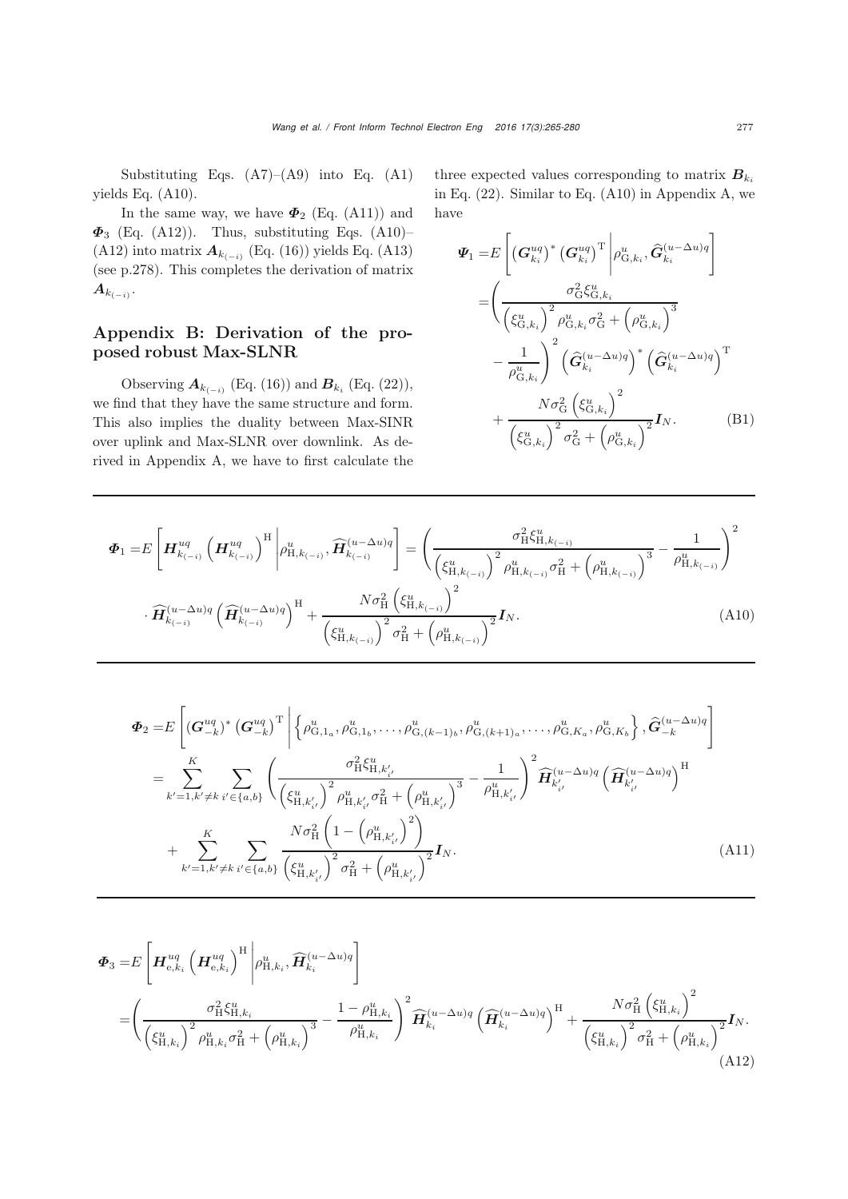Substituting Eqs. (A7)–(A9) into Eq. (A1) yields Eq. (A10).

In the same way, we have $\boldsymbol{\Phi}_2$ (Eq. (A11)) and $\boldsymbol{\Phi}_3$ (Eq. (A12)). Thus, substituting Eqs. (A10)–(A12) into matrix $\boldsymbol{A}_{k_{(-i)}}$ (Eq. (16)) yields Eq. (A13) (see p.278). This completes the derivation of matrix $\boldsymbol{A}_{k_{(-i)}}$.

## Appendix B: Derivation of the proposed robust Max-SLNR

Observing $\boldsymbol{A}_{k_{(-i)}}$ (Eq. (16)) and $\boldsymbol{B}_{k_i}$ (Eq. (22)), we find that they have the same structure and form. This also implies the duality between Max-SINR over uplink and Max-SLNR over downlink. As derived in Appendix A, we have to first calculate the three expected values corresponding to matrix $\boldsymbol{B}_{k_i}$ in Eq. (22). Similar to Eq. (A10) in Appendix A, we have

$$
\begin{aligned}
\boldsymbol{\Psi}_1 =& E\left[\left(\boldsymbol{G}_{k_i}^{uq}\right)^*\left(\boldsymbol{G}_{k_i}^{uq}\right)^{\mathrm{T}}\middle|\rho_{\mathrm{G},k_i}^{u},\widehat{\boldsymbol{G}}_{k_i}^{(u-\Delta u)q}\right]\\
=&\left(\frac{\sigma_{\mathrm{G}}^2\xi_{\mathrm{G},k_i}^u}{\left(\xi_{\mathrm{G},k_i}^u\right)^2\rho_{\mathrm{G},k_i}^u\sigma_{\mathrm{G}}^2+\left(\rho_{\mathrm{G},k_i}^u\right)^3}\right.\\
&\left.-\frac{1}{\rho_{\mathrm{G},k_i}^u}\right)^2\left(\widehat{\boldsymbol{G}}_{k_i}^{(u-\Delta u)q}\right)^*\left(\widehat{\boldsymbol{G}}_{k_i}^{(u-\Delta u)q}\right)^{\mathrm{T}}\\
&+\frac{N\sigma_{\mathrm{G}}^2\left(\xi_{\mathrm{G},k_i}^u\right)^2}{\left(\xi_{\mathrm{G},k_i}^u\right)^2\sigma_{\mathrm{G}}^2+\left(\rho_{\mathrm{G},k_i}^u\right)^2}\boldsymbol{I}_N. \qquad \text{(B1)}
\end{aligned}
$$

$$
\begin{aligned}
\boldsymbol{\Phi}_1 =& E\left[\boldsymbol{H}_{k_{(-i)}}^{uq}\left(\boldsymbol{H}_{k_{(-i)}}^{uq}\right)^{\mathrm{H}}\middle|\rho_{\mathrm{H},k_{(-i)}}^u,\widehat{\boldsymbol{H}}_{k_{(-i)}}^{(u-\Delta u)q}\right]=\left(\frac{\sigma_{\mathrm{H}}^2\xi_{\mathrm{H},k_{(-i)}}^u}{\left(\xi_{\mathrm{H},k_{(-i)}}^u\right)^2\rho_{\mathrm{H},k_{(-i)}}^u\sigma_{\mathrm{H}}^2+\left(\rho_{\mathrm{H},k_{(-i)}}^u\right)^3}-\frac{1}{\rho_{\mathrm{H},k_{(-i)}}^u}\right)^2\\
&\cdot\widehat{\boldsymbol{H}}_{k_{(-i)}}^{(u-\Delta u)q}\left(\widehat{\boldsymbol{H}}_{k_{(-i)}}^{(u-\Delta u)q}\right)^{\mathrm{H}}+\frac{N\sigma_{\mathrm{H}}^2\left(\xi_{\mathrm{H},k_{(-i)}}^u\right)^2}{\left(\xi_{\mathrm{H},k_{(-i)}}^u\right)^2\sigma_{\mathrm{H}}^2+\left(\rho_{\mathrm{H},k_{(-i)}}^u\right)^2}\boldsymbol{I}_N. \qquad \text{(A10)}
\end{aligned}
$$

$$
\begin{aligned}
\boldsymbol{\Phi}_2 =& E\left[\left(\boldsymbol{G}_{-k}^{uq}\right)^*\left(\boldsymbol{G}_{-k}^{uq}\right)^{\mathrm{T}}\middle|\left\{\rho_{\mathrm{G},1_a}^u,\rho_{\mathrm{G},1_b}^u,\ldots,\rho_{\mathrm{G},(k-1)_b}^u,\rho_{\mathrm{G},(k+1)_a}^u,\ldots,\rho_{\mathrm{G},K_a}^u,\rho_{\mathrm{G},K_b}^u\right\},\widehat{\boldsymbol{G}}_{-k}^{(u-\Delta u)q}\right]\\
=&\sum_{k'=1,k'\neq k}^{K}\sum_{i'\in\{a,b\}}\left(\frac{\sigma_{\mathrm{H}}^2\xi_{\mathrm{H},k'_{i'}}^u}{\left(\xi_{\mathrm{H},k'_{i'}}^u\right)^2\rho_{\mathrm{H},k'_{i'}}^u\sigma_{\mathrm{H}}^2+\left(\rho_{\mathrm{H},k'_{i'}}^u\right)^3}-\frac{1}{\rho_{\mathrm{H},k'_{i'}}^u}\right)^2\widehat{\boldsymbol{H}}_{k'_{i'}}^{(u-\Delta u)q}\left(\widehat{\boldsymbol{H}}_{k'_{i'}}^{(u-\Delta u)q}\right)^{\mathrm{H}}\\
&+\sum_{k'=1,k'\neq k}^{K}\sum_{i'\in\{a,b\}}\frac{N\sigma_{\mathrm{H}}^2\left(1-\left(\rho_{\mathrm{H},k'_{i'}}^u\right)^2\right)}{\left(\xi_{\mathrm{H},k'_{i'}}^u\right)^2\sigma_{\mathrm{H}}^2+\left(\rho_{\mathrm{H},k'_{i'}}^u\right)^2}\boldsymbol{I}_N. \qquad \text{(A11)}
\end{aligned}
$$

$$
\begin{aligned}
\boldsymbol{\Phi}_3 =& E\left[\boldsymbol{H}_{\mathrm{e},k_i}^{uq}\left(\boldsymbol{H}_{\mathrm{e},k_i}^{uq}\right)^{\mathrm{H}}\middle|\rho_{\mathrm{H},k_i}^u,\widehat{\boldsymbol{H}}_{k_i}^{(u-\Delta u)q}\right]\\
=&\left(\frac{\sigma_{\mathrm{H}}^2\xi_{\mathrm{H},k_i}^u}{\left(\xi_{\mathrm{H},k_i}^u\right)^2\rho_{\mathrm{H},k_i}^u\sigma_{\mathrm{H}}^2+\left(\rho_{\mathrm{H},k_i}^u\right)^3}-\frac{1-\rho_{\mathrm{H},k_i}^u}{\rho_{\mathrm{H},k_i}^u}\right)^2\widehat{\boldsymbol{H}}_{k_i}^{(u-\Delta u)q}\left(\widehat{\boldsymbol{H}}_{k_i}^{(u-\Delta u)q}\right)^{\mathrm{H}}+\frac{N\sigma_{\mathrm{H}}^2\left(\xi_{\mathrm{H},k_i}^u\right)^2}{\left(\xi_{\mathrm{H},k_i}^u\right)^2\sigma_{\mathrm{H}}^2+\left(\rho_{\mathrm{H},k_i}^u\right)^2}\boldsymbol{I}_N. \qquad \text{(A12)}
\end{aligned}
$$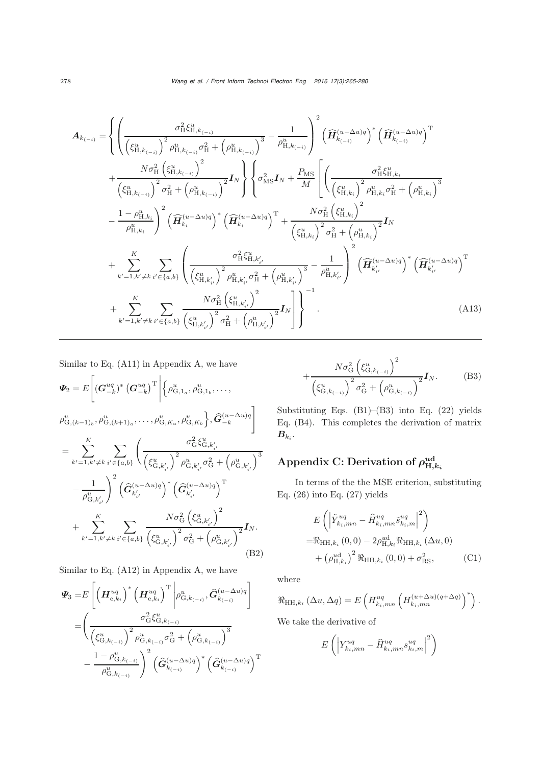$$
\begin{aligned}
\boldsymbol{A}_{k_{(-i)}} = \Bigg\{ & \left( \frac{\sigma_{\mathrm{H}}^2 \xi_{\mathrm{H},k_{(-i)}}^u}{\left(\xi_{\mathrm{H},k_{(-i)}}^u\right)^2 \rho_{\mathrm{H},k_{(-i)}}^u \sigma_{\mathrm{H}}^2 + \left(\rho_{\mathrm{H},k_{(-i)}}^u\right)^3} - \frac{1}{\rho_{\mathrm{H},k_{(-i)}}^u} \right)^2 \left(\widehat{\boldsymbol{H}}_{k_{(-i)}}^{(u-\Delta u)q}\right)^* \left(\widehat{\boldsymbol{H}}_{k_{(-i)}}^{(u-\Delta u)q}\right)^{\mathrm{T}} \\
& + \frac{N\sigma_{\mathrm{H}}^2 \left(\xi_{\mathrm{H},k_{(-i)}}^u\right)^2}{\left(\xi_{\mathrm{H},k_{(-i)}}^u\right)^2 \sigma_{\mathrm{H}}^2 + \left(\rho_{\mathrm{H},k_{(-i)}}^u\right)^2} \boldsymbol{I}_N \Bigg\} \Bigg\{ \sigma_{\mathrm{MS}}^2 \boldsymbol{I}_N + \frac{P_{\mathrm{MS}}}{M} \Bigg[ \Bigg( \frac{\sigma_{\mathrm{H}}^2 \xi_{\mathrm{H},k_i}^u}{\left(\xi_{\mathrm{H},k_i}^u\right)^2 \rho_{\mathrm{H},k_i}^u \sigma_{\mathrm{H}}^2 + \left(\rho_{\mathrm{H},k_i}^u\right)^3} \\
& - \frac{1-\rho_{\mathrm{H},k_i}^u}{\rho_{\mathrm{H},k_i}^u} \Bigg)^2 \left(\widehat{\boldsymbol{H}}_{k_i}^{(u-\Delta u)q}\right)^* \left(\widehat{\boldsymbol{H}}_{k_i}^{(u-\Delta u)q}\right)^{\mathrm{T}} + \frac{N\sigma_{\mathrm{H}}^2 \left(\xi_{\mathrm{H},k_i}^u\right)^2}{\left(\xi_{\mathrm{H},k_i}^u\right)^2 \sigma_{\mathrm{H}}^2 + \left(\rho_{\mathrm{H},k_i}^u\right)^2} \boldsymbol{I}_N \\
& + \sum_{k'=1,k'\neq k}^{K} \sum_{i'\in\{a,b\}} \left( \frac{\sigma_{\mathrm{H}}^2 \xi_{\mathrm{H},k'_{i'}}^u}{\left(\xi_{\mathrm{H},k'_{i'}}^u\right)^2 \rho_{\mathrm{H},k'_{i'}}^u \sigma_{\mathrm{H}}^2 + \left(\rho_{\mathrm{H},k'_{i'}}^u\right)^3} - \frac{1}{\rho_{\mathrm{H},k'_{i'}}^u} \right)^2 \left(\widehat{\boldsymbol{H}}_{k'_{i'}}^{(u-\Delta u)q}\right)^* \left(\widehat{\boldsymbol{H}}_{k'_{i'}}^{(u-\Delta u)q}\right)^{\mathrm{T}} \\
& + \sum_{k'=1,k'\neq k}^{K} \sum_{i'\in\{a,b\}} \frac{N\sigma_{\mathrm{H}}^2 \left(\xi_{\mathrm{H},k'_{i'}}^u\right)^2}{\left(\xi_{\mathrm{H},k'_{i'}}^u\right)^2 \sigma_{\mathrm{H}}^2 + \left(\rho_{\mathrm{H},k'_{i'}}^u\right)^2} \boldsymbol{I}_N \Bigg] \Bigg\}^{-1}.
\end{aligned} \tag{A13}
$$

Similar to Eq. (A11) in Appendix A, we have

$$
\begin{aligned}
\boldsymbol{\Psi}_2 = & E\Bigg[ \left(\boldsymbol{G}_{-k}^{uq}\right)^* \left(\boldsymbol{G}_{-k}^{uq}\right)^{\mathrm{T}} \Bigg| \Big\{ \rho_{\mathrm{G},1_a}^u, \rho_{\mathrm{G},1_b}^u, \ldots, \\
& \rho_{\mathrm{G},(k-1)_b}^u, \rho_{\mathrm{G},(k+1)_a}^u, \ldots, \rho_{\mathrm{G},K_a}^u, \rho_{\mathrm{G},K_b}^u \Big\}, \widehat{\boldsymbol{G}}_{-k}^{(u-\Delta u)q} \Bigg] \\
= & \sum_{k'=1,k'\neq k}^{K} \sum_{i'\in\{a,b\}} \left( \frac{\sigma_{\mathrm{G}}^2 \xi_{\mathrm{G},k'_{i'}}^u}{\left(\xi_{\mathrm{G},k'_{i'}}^u\right)^2 \rho_{\mathrm{G},k'_{i'}}^u \sigma_{\mathrm{G}}^2 + \left(\rho_{\mathrm{G},k'_{i'}}^u\right)^3} \right. \\
& \left. - \frac{1}{\rho_{\mathrm{G},k'_{i'}}^u} \right)^2 \left(\widehat{\boldsymbol{G}}_{k'_{i'}}^{(u-\Delta u)q}\right)^* \left(\widehat{\boldsymbol{G}}_{k'_{i'}}^{(u-\Delta u)q}\right)^{\mathrm{T}} \\
& + \sum_{k'=1,k'\neq k}^{K} \sum_{i'\in\{a,b\}} \frac{N\sigma_{\mathrm{G}}^2 \left(\xi_{\mathrm{G},k'_{i'}}^u\right)^2}{\left(\xi_{\mathrm{G},k'_{i'}}^u\right)^2 \sigma_{\mathrm{G}}^2 + \left(\rho_{\mathrm{G},k'_{i'}}^u\right)^2} \boldsymbol{I}_N.
\end{aligned} \tag{B2}
$$

Similar to Eq. (A12) in Appendix A, we have

$$
\begin{aligned}
\boldsymbol{\Psi}_3 = & E\left[ \left(\boldsymbol{H}_{\mathrm{e},k_i}^{uq}\right)^* \left(\boldsymbol{H}_{\mathrm{e},k_i}^{uq}\right)^{\mathrm{T}} \Bigg| \rho_{\mathrm{G},k_{(-i)}}^u, \widehat{\boldsymbol{G}}_{k_{(-i)}}^{(u-\Delta u)q} \right] \\
= & \left( \frac{\sigma_{\mathrm{G}}^2 \xi_{\mathrm{G},k_{(-i)}}^u}{\left(\xi_{\mathrm{G},k_{(-i)}}^u\right)^2 \rho_{\mathrm{G},k_{(-i)}}^u \sigma_{\mathrm{G}}^2 + \left(\rho_{\mathrm{G},k_{(-i)}}^u\right)^3} \right. \\
& \left. - \frac{1-\rho_{\mathrm{G},k_{(-i)}}^u}{\rho_{\mathrm{G},k_{(-i)}}^u} \right)^2 \left(\widehat{\boldsymbol{G}}_{k_{(-i)}}^{(u-\Delta u)q}\right)^* \left(\widehat{\boldsymbol{G}}_{k_{(-i)}}^{(u-\Delta u)q}\right)^{\mathrm{T}} \\
& + \frac{N\sigma_{\mathrm{G}}^2 \left(\xi_{\mathrm{G},k_{(-i)}}^u\right)^2}{\left(\xi_{\mathrm{G},k_{(-i)}}^u\right)^2 \sigma_{\mathrm{G}}^2 + \left(\rho_{\mathrm{G},k_{(-i)}}^u\right)^2} \boldsymbol{I}_N.
\end{aligned} \tag{B3}
$$

Substituting Eqs. (B1)–(B3) into Eq. (22) yields Eq. (B4). This completes the derivation of matrix $\boldsymbol{B}_{k_i}$.

## Appendix C: Derivation of $\rho_{\mathrm{H},k_i}^{\mathrm{ud}}$

In terms of the the MSE criterion, substituting Eq. (26) into Eq. (27) yields

$$
\begin{aligned}
& E\left( \left| \tilde{Y}_{k_i,mn}^{uq} - \widehat{H}_{k_i,mn}^{uq} \tilde{s}_{k_i,m}^{uq} \right|^2 \right) \\
= & \Re_{\mathrm{HH},k_i}(0,0) - 2\rho_{\mathrm{H},k_i}^{\mathrm{ud}} \Re_{\mathrm{HH},k_i}(\Delta u, 0) \\
& + \left(\rho_{\mathrm{H},k_i}^{\mathrm{ud}}\right)^2 \Re_{\mathrm{HH},k_i}(0,0) + \sigma_{\mathrm{RS}}^2,
\end{aligned} \tag{C1}
$$

where

$$
\Re_{\mathrm{HH},k_i}(\Delta u, \Delta q) = E\left( H_{k_i,mn}^{uq} \left( H_{k_i,mn}^{(u+\Delta u)(q+\Delta q)} \right)^* \right).
$$

We take the derivative of

$$
E\left( \left| Y_{k_i,mn}^{uq} - \widehat{H}_{k_i,mn}^{uq} s_{k_i,m}^{uq} \right|^2 \right)
$$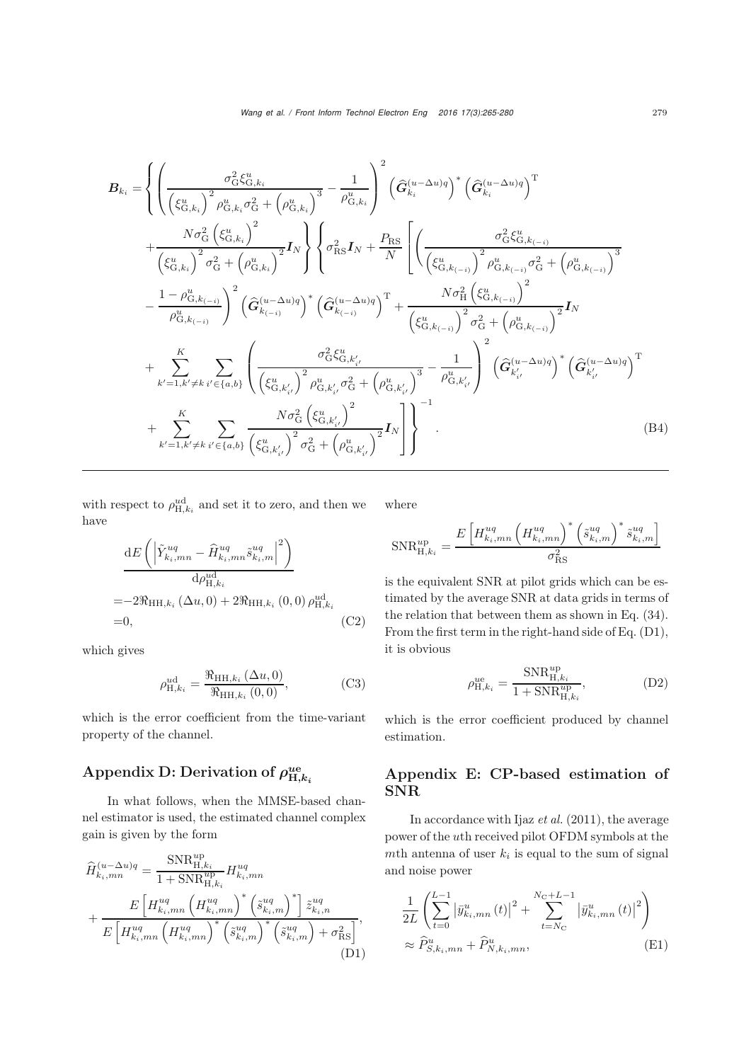$$
\begin{aligned}
\boldsymbol{B}_{k_i} = & \left\{ \left( \frac{\sigma_{\mathrm{G}}^2 \xi_{\mathrm{G},k_i}^u}{\left(\xi_{\mathrm{G},k_i}^u\right)^2 \rho_{\mathrm{G},k_i}^u \sigma_{\mathrm{G}}^2 + \left(\rho_{\mathrm{G},k_i}^u\right)^3} - \frac{1}{\rho_{\mathrm{G},k_i}^u} \right)^2 \left(\widehat{\boldsymbol{G}}_{k_i}^{(u-\Delta u)q}\right)^* \left(\widehat{\boldsymbol{G}}_{k_i}^{(u-\Delta u)q}\right)^{\mathrm{T}} \right. \\
& \left. + \frac{N \sigma_{\mathrm{G}}^2 \left(\xi_{\mathrm{G},k_i}^u\right)^2}{\left(\xi_{\mathrm{G},k_i}^u\right)^2 \sigma_{\mathrm{G}}^2 + \left(\rho_{\mathrm{G},k_i}^u\right)^2} \boldsymbol{I}_N \right\} \left\{ \sigma_{\mathrm{RS}}^2 \boldsymbol{I}_N + \frac{P_{\mathrm{RS}}}{N} \left[ \left( \frac{\sigma_{\mathrm{G}}^2 \xi_{\mathrm{G},k_{(-i)}}^u}{\left(\xi_{\mathrm{G},k_{(-i)}}^u\right)^2 \rho_{\mathrm{G},k_{(-i)}}^u \sigma_{\mathrm{G}}^2 + \left(\rho_{\mathrm{G},k_{(-i)}}^u\right)^3} \right. \right. \right. \\
& \left. - \frac{1 - \rho_{\mathrm{G},k_{(-i)}}^u}{\rho_{\mathrm{G},k_{(-i)}}^u} \right)^2 \left(\widehat{\boldsymbol{G}}_{k_{(-i)}}^{(u-\Delta u)q}\right)^* \left(\widehat{\boldsymbol{G}}_{k_{(-i)}}^{(u-\Delta u)q}\right)^{\mathrm{T}} + \frac{N \sigma_{\mathrm{H}}^2 \left(\xi_{\mathrm{G},k_{(-i)}}^u\right)^2}{\left(\xi_{\mathrm{G},k_{(-i)}}^u\right)^2 \sigma_{\mathrm{G}}^2 + \left(\rho_{\mathrm{G},k_{(-i)}}^u\right)^2} \boldsymbol{I}_N \\
& + \sum_{k'=1,k' \neq k}^{K} \sum_{i' \in \{a,b\}} \left( \frac{\sigma_{\mathrm{G}}^2 \xi_{\mathrm{G},k'_{i'}}^u}{\left(\xi_{\mathrm{G},k'_{i'}}^u\right)^2 \rho_{\mathrm{G},k'_{i'}}^u \sigma_{\mathrm{G}}^2 + \left(\rho_{\mathrm{G},k'_{i'}}^u\right)^3} - \frac{1}{\rho_{\mathrm{G},k'_{i'}}^u} \right)^2 \left(\widehat{\boldsymbol{G}}_{k'_{i'}}^{(u-\Delta u)q}\right)^* \left(\widehat{\boldsymbol{G}}_{k'_{i'}}^{(u-\Delta u)q}\right)^{\mathrm{T}} \\
& \left. \left. + \sum_{k'=1,k' \neq k}^{K} \sum_{i' \in \{a,b\}} \frac{N \sigma_{\mathrm{G}}^2 \left(\xi_{\mathrm{G},k'_{i'}}^u\right)^2}{\left(\xi_{\mathrm{G},k'_{i'}}^u\right)^2 \sigma_{\mathrm{G}}^2 + \left(\rho_{\mathrm{G},k'_{i'}}^u\right)^2} \boldsymbol{I}_N \right] \right\}^{-1}. \quad \text{(B4)}
\end{aligned}
$$

with respect to $\rho_{\mathrm{H},k_i}^{\mathrm{ud}}$ and set it to zero, and then we have

$$
\begin{aligned}
& \frac{\mathrm{d} E\left(\left|\tilde{Y}_{k_i,mn}^{uq} - \widehat{H}_{k_i,mn}^{uq} \tilde{s}_{k_i,m}^{uq}\right|^2\right)}{\mathrm{d}\rho_{\mathrm{H},k_i}^{\mathrm{ud}}} \\
= & -2\Re_{\mathrm{HH},k_i}(\Delta u, 0) + 2\Re_{\mathrm{HH},k_i}(0,0)\,\rho_{\mathrm{H},k_i}^{\mathrm{ud}} \\
= & \, 0, \quad \text{(C2)}
\end{aligned}
$$

which gives

$$
\rho_{\mathrm{H},k_i}^{\mathrm{ud}} = \frac{\Re_{\mathrm{HH},k_i}(\Delta u, 0)}{\Re_{\mathrm{HH},k_i}(0,0)}, \quad \text{(C3)}
$$

which is the error coefficient from the time-variant property of the channel.

## Appendix D: Derivation of $\rho_{\mathrm{H},k_i}^{ue}$

In what follows, when the MMSE-based channel estimator is used, the estimated channel complex gain is given by the form

$$
\begin{aligned}
\widehat{H}_{k_i,mn}^{(u-\Delta u)q} = & \frac{\mathrm{SNR}_{\mathrm{H},k_i}^{\mathrm{up}}}{1 + \mathrm{SNR}_{\mathrm{H},k_i}^{\mathrm{up}}} H_{k_i,mn}^{uq} \\
& + \frac{E\left[H_{k_i,mn}^{uq}\left(H_{k_i,mn}^{uq}\right)^* \left(\tilde{s}_{k_i,m}^{uq}\right)^*\right] \tilde{z}_{k_i,n}^{uq}}{E\left[H_{k_i,mn}^{uq}\left(H_{k_i,mn}^{uq}\right)^* \left(\tilde{s}_{k_i,m}^{uq}\right)^* \left(\tilde{s}_{k_i,m}^{uq}\right) + \sigma_{\mathrm{RS}}^2\right]}, \quad \text{(D1)}
\end{aligned}
$$

where

$$
\mathrm{SNR}_{\mathrm{H},k_i}^{\mathrm{up}} = \frac{E\left[H_{k_i,mn}^{uq}\left(H_{k_i,mn}^{uq}\right)^* \left(\tilde{s}_{k_i,m}^{uq}\right)^* \tilde{s}_{k_i,m}^{uq}\right]}{\sigma_{\mathrm{RS}}^2}
$$

is the equivalent SNR at pilot grids which can be estimated by the average SNR at data grids in terms of the relation that between them as shown in Eq. (34). From the first term in the right-hand side of Eq. (D1), it is obvious

$$
\rho_{\mathrm{H},k_i}^{ue} = \frac{\mathrm{SNR}_{\mathrm{H},k_i}^{\mathrm{up}}}{1 + \mathrm{SNR}_{\mathrm{H},k_i}^{\mathrm{up}}}, \quad \text{(D2)}
$$

which is the error coefficient produced by channel estimation.

## Appendix E: CP-based estimation of SNR

In accordance with Ijaz *et al.* (2011), the average power of the $u$th received pilot OFDM symbols at the $m$th antenna of user $k_i$ is equal to the sum of signal and noise power

$$
\begin{aligned}
& \frac{1}{2L}\left(\sum_{t=0}^{L-1}\left|\bar{y}_{k_i,mn}^u(t)\right|^2 + \sum_{t=N_{\mathrm{C}}}^{N_{\mathrm{C}}+L-1}\left|\bar{y}_{k_i,mn}^u(t)\right|^2\right) \\
& \approx \widehat{P}_{S,k_i,mn}^u + \widehat{P}_{N,k_i,mn}^u, \quad \text{(E1)}
\end{aligned}
$$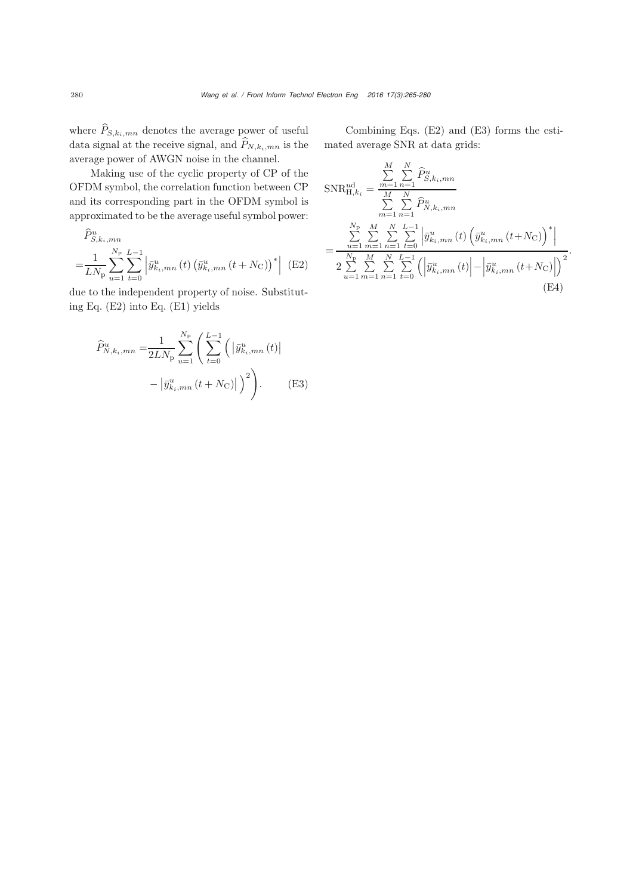where $\widehat{P}_{S,k_i,mn}$ denotes the average power of useful data signal at the receive signal, and $\widehat{P}_{N,k_i,mn}$ is the average power of AWGN noise in the channel.

Making use of the cyclic property of CP of the OFDM symbol, the correlation function between CP and its corresponding part in the OFDM symbol is approximated to be the average useful symbol power:

$$\widehat{P}^{u}_{S,k_i,mn} = \frac{1}{LN_{\mathrm{p}}} \sum_{u=1}^{N_{\mathrm{p}}} \sum_{t=0}^{L-1} \left| \bar{y}^{u}_{k_i,mn}(t) \left( \bar{y}^{u}_{k_i,mn}(t+N_{\mathrm{C}}) \right)^{*} \right| \quad \text{(E2)}$$

due to the independent property of noise. Substituting Eq. (E2) into Eq. (E1) yields

$$\widehat{P}^{u}_{N,k_i,mn} = \frac{1}{2LN_{\mathrm{p}}} \sum_{u=1}^{N_{\mathrm{p}}} \left( \sum_{t=0}^{L-1} \left( \left| \bar{y}^{u}_{k_i,mn}(t) \right| - \left| \bar{y}^{u}_{k_i,mn}(t+N_{\mathrm{C}}) \right| \right)^{2} \right). \quad \text{(E3)}$$

Combining Eqs. (E2) and (E3) forms the estimated average SNR at data grids:

$$\mathrm{SNR}^{ud}_{\mathrm{H},k_i} = \frac{\sum\limits_{m=1}^{M} \sum\limits_{n=1}^{N} \widehat{P}^{u}_{S,k_i,mn}}{\sum\limits_{m=1}^{M} \sum\limits_{n=1}^{N} \widehat{P}^{u}_{N,k_i,mn}} = \frac{\sum\limits_{u=1}^{N_{\mathrm{p}}} \sum\limits_{m=1}^{M} \sum\limits_{n=1}^{N} \sum\limits_{t=0}^{L-1} \left| \bar{y}^{u}_{k_i,mn}(t) \left( \bar{y}^{u}_{k_i,mn}(t+N_{\mathrm{C}}) \right)^{*} \right|}{2 \sum\limits_{u=1}^{N_{\mathrm{p}}} \sum\limits_{m=1}^{M} \sum\limits_{n=1}^{N} \sum\limits_{t=0}^{L-1} \left( \left| \bar{y}^{u}_{k_i,mn}(t) \right| - \left| \bar{y}^{u}_{k_i,mn}(t+N_{\mathrm{C}}) \right| \right)^{2}}. \quad \text{(E4)}$$